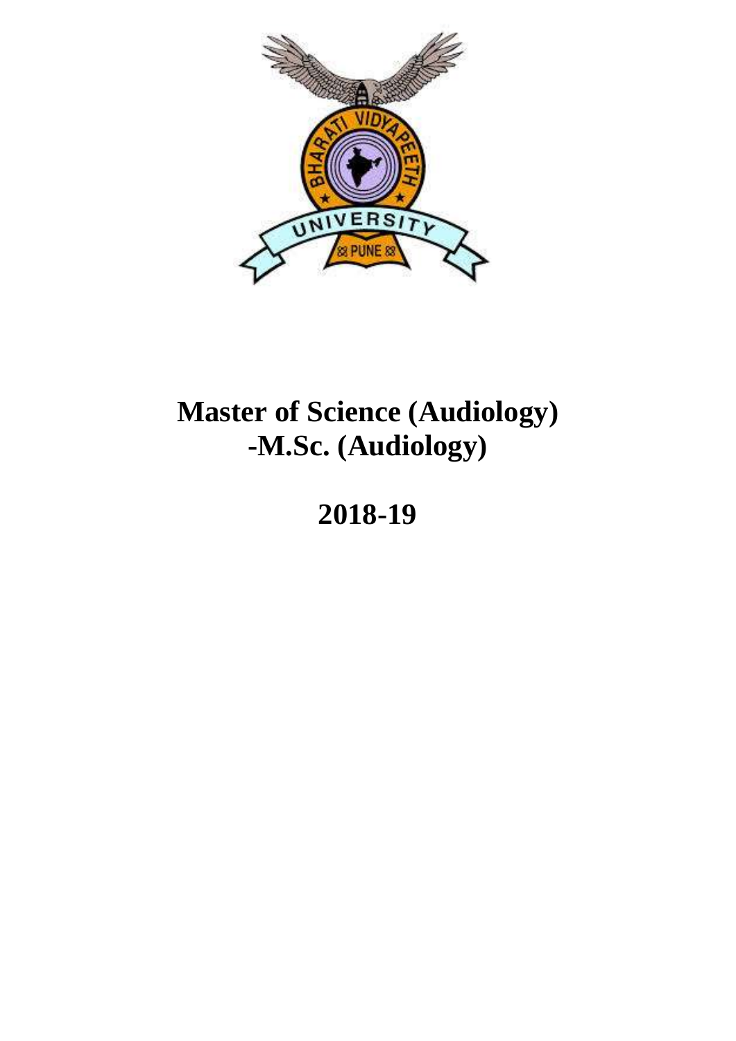# Master of Science (Audiology)
# -M.Sc. (Audiology)

## 2018-19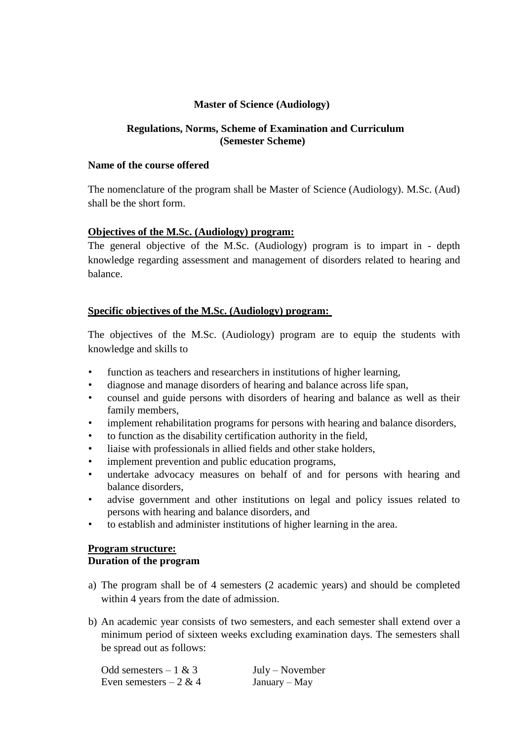**Master of Science (Audiology)**

**Regulations, Norms, Scheme of Examination and Curriculum (Semester Scheme)**

**Name of the course offered**

The nomenclature of the program shall be Master of Science (Audiology). M.Sc. (Aud) shall be the short form.

**Objectives of the M.Sc. (Audiology) program:**

The general objective of the M.Sc. (Audiology) program is to impart in - depth knowledge regarding assessment and management of disorders related to hearing and balance.

**Specific objectives of the M.Sc. (Audiology) program:**

The objectives of the M.Sc. (Audiology) program are to equip the students with knowledge and skills to

- function as teachers and researchers in institutions of higher learning,
- diagnose and manage disorders of hearing and balance across life span,
- counsel and guide persons with disorders of hearing and balance as well as their family members,
- implement rehabilitation programs for persons with hearing and balance disorders,
- to function as the disability certification authority in the field,
- liaise with professionals in allied fields and other stake holders,
- implement prevention and public education programs,
- undertake advocacy measures on behalf of and for persons with hearing and balance disorders,
- advise government and other institutions on legal and policy issues related to persons with hearing and balance disorders, and
- to establish and administer institutions of higher learning in the area.

**Program structure:**

**Duration of the program**

a) The program shall be of 4 semesters (2 academic years) and should be completed within 4 years from the date of admission.

b) An academic year consists of two semesters, and each semester shall extend over a minimum period of sixteen weeks excluding examination days. The semesters shall be spread out as follows:

| | |
|---|---|
| Odd semesters – 1 & 3 | July – November |
| Even semesters – 2 & 4 | January – May |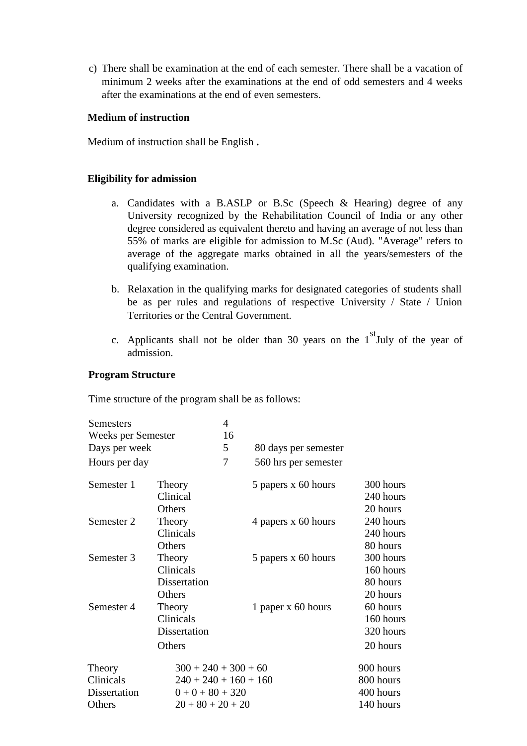c) There shall be examination at the end of each semester. There shall be a vacation of minimum 2 weeks after the examinations at the end of odd semesters and 4 weeks after the examinations at the end of even semesters.

**Medium of instruction**

Medium of instruction shall be English **.**

**Eligibility for admission**

a. Candidates with a B.ASLP or B.Sc (Speech & Hearing) degree of any University recognized by the Rehabilitation Council of India or any other degree considered as equivalent thereto and having an average of not less than 55% of marks are eligible for admission to M.Sc (Aud). "Average" refers to average of the aggregate marks obtained in all the years/semesters of the qualifying examination.

b. Relaxation in the qualifying marks for designated categories of students shall be as per rules and regulations of respective University / State / Union Territories or the Central Government.

c. Applicants shall not be older than 30 years on the 1st July of the year of admission.

**Program Structure**

Time structure of the program shall be as follows:

| | | |
|---|---|---|
| Semesters | 4 | |
| Weeks per Semester | 16 | |
| Days per week | 5 | 80 days per semester |
| Hours per day | 7 | 560 hrs per semester |

| | | | |
|---|---|---|---|
| Semester 1 | Theory | 5 papers x 60 hours | 300 hours |
| | Clinical | | 240 hours |
| | Others | | 20 hours |
| Semester 2 | Theory | 4 papers x 60 hours | 240 hours |
| | Clinicals | | 240 hours |
| | Others | | 80 hours |
| Semester 3 | Theory | 5 papers x 60 hours | 300 hours |
| | Clinicals | | 160 hours |
| | Dissertation | | 80 hours |
| | Others | | 20 hours |
| Semester 4 | Theory | 1 paper x 60 hours | 60 hours |
| | Clinicals | | 160 hours |
| | Dissertation | | 320 hours |
| | Others | | 20 hours |

| | | |
|---|---|---|
| Theory | 300 + 240 + 300 + 60 | 900 hours |
| Clinicals | 240 + 240 + 160 + 160 | 800 hours |
| Dissertation | 0 + 0 + 80 + 320 | 400 hours |
| Others | 20 + 80 + 20 + 20 | 140 hours |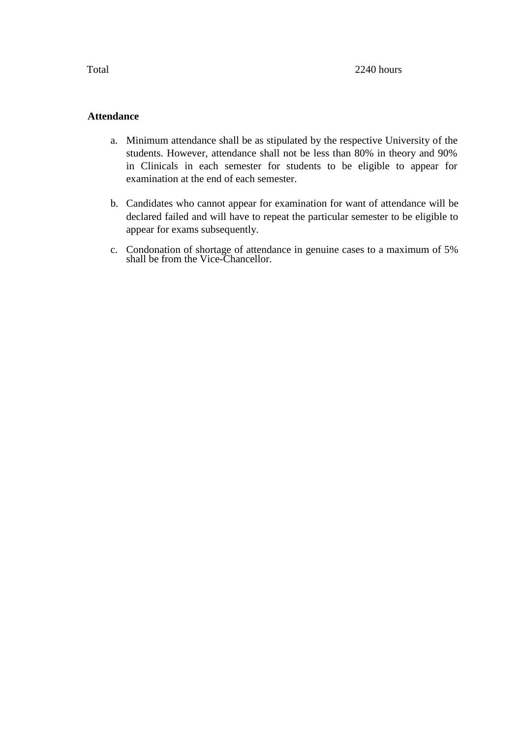| Total | 2240 hours |
| --- | --- |

**Attendance**

a. Minimum attendance shall be as stipulated by the respective University of the students. However, attendance shall not be less than 80% in theory and 90% in Clinicals in each semester for students to be eligible to appear for examination at the end of each semester.

b. Candidates who cannot appear for examination for want of attendance will be declared failed and will have to repeat the particular semester to be eligible to appear for exams subsequently.

c. Condonation of shortage of attendance in genuine cases to a maximum of 5% shall be from the Vice-Chancellor.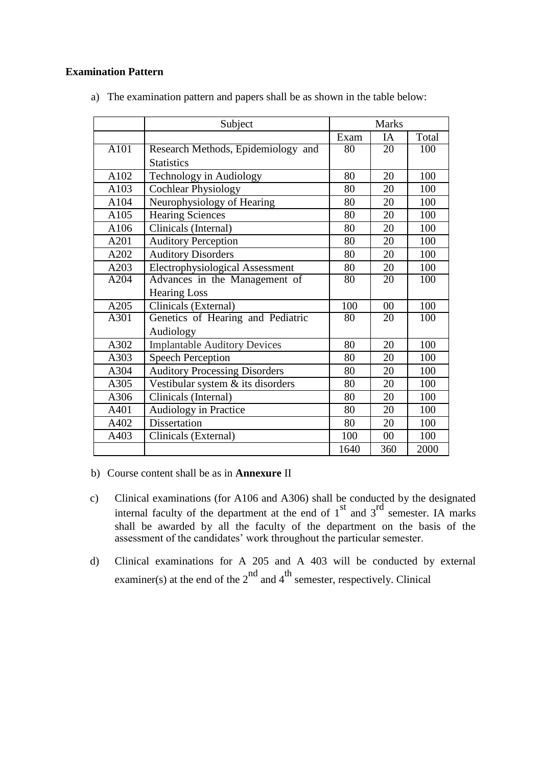**Examination Pattern**

a) The examination pattern and papers shall be as shown in the table below:

| | Subject | Marks | | |
|---|---|---|---|---|
| | | Exam | IA | Total |
| A101 | Research Methods, Epidemiology and Statistics | 80 | 20 | 100 |
| A102 | Technology in Audiology | 80 | 20 | 100 |
| A103 | Cochlear Physiology | 80 | 20 | 100 |
| A104 | Neurophysiology of Hearing | 80 | 20 | 100 |
| A105 | Hearing Sciences | 80 | 20 | 100 |
| A106 | Clinicals (Internal) | 80 | 20 | 100 |
| A201 | Auditory Perception | 80 | 20 | 100 |
| A202 | Auditory Disorders | 80 | 20 | 100 |
| A203 | Electrophysiological Assessment | 80 | 20 | 100 |
| A204 | Advances in the Management of Hearing Loss | 80 | 20 | 100 |
| A205 | Clinicals (External) | 100 | 00 | 100 |
| A301 | Genetics of Hearing and Pediatric Audiology | 80 | 20 | 100 |
| A302 | Implantable Auditory Devices | 80 | 20 | 100 |
| A303 | Speech Perception | 80 | 20 | 100 |
| A304 | Auditory Processing Disorders | 80 | 20 | 100 |
| A305 | Vestibular system & its disorders | 80 | 20 | 100 |
| A306 | Clinicals (Internal) | 80 | 20 | 100 |
| A401 | Audiology in Practice | 80 | 20 | 100 |
| A402 | Dissertation | 80 | 20 | 100 |
| A403 | Clinicals (External) | 100 | 00 | 100 |
| | | 1640 | 360 | 2000 |

b) Course content shall be as in **Annexure** II

c) Clinical examinations (for A106 and A306) shall be conducted by the designated internal faculty of the department at the end of 1st and 3rd semester. IA marks shall be awarded by all the faculty of the department on the basis of the assessment of the candidates' work throughout the particular semester.

d) Clinical examinations for A 205 and A 403 will be conducted by external examiner(s) at the end of the 2nd and 4th semester, respectively. Clinical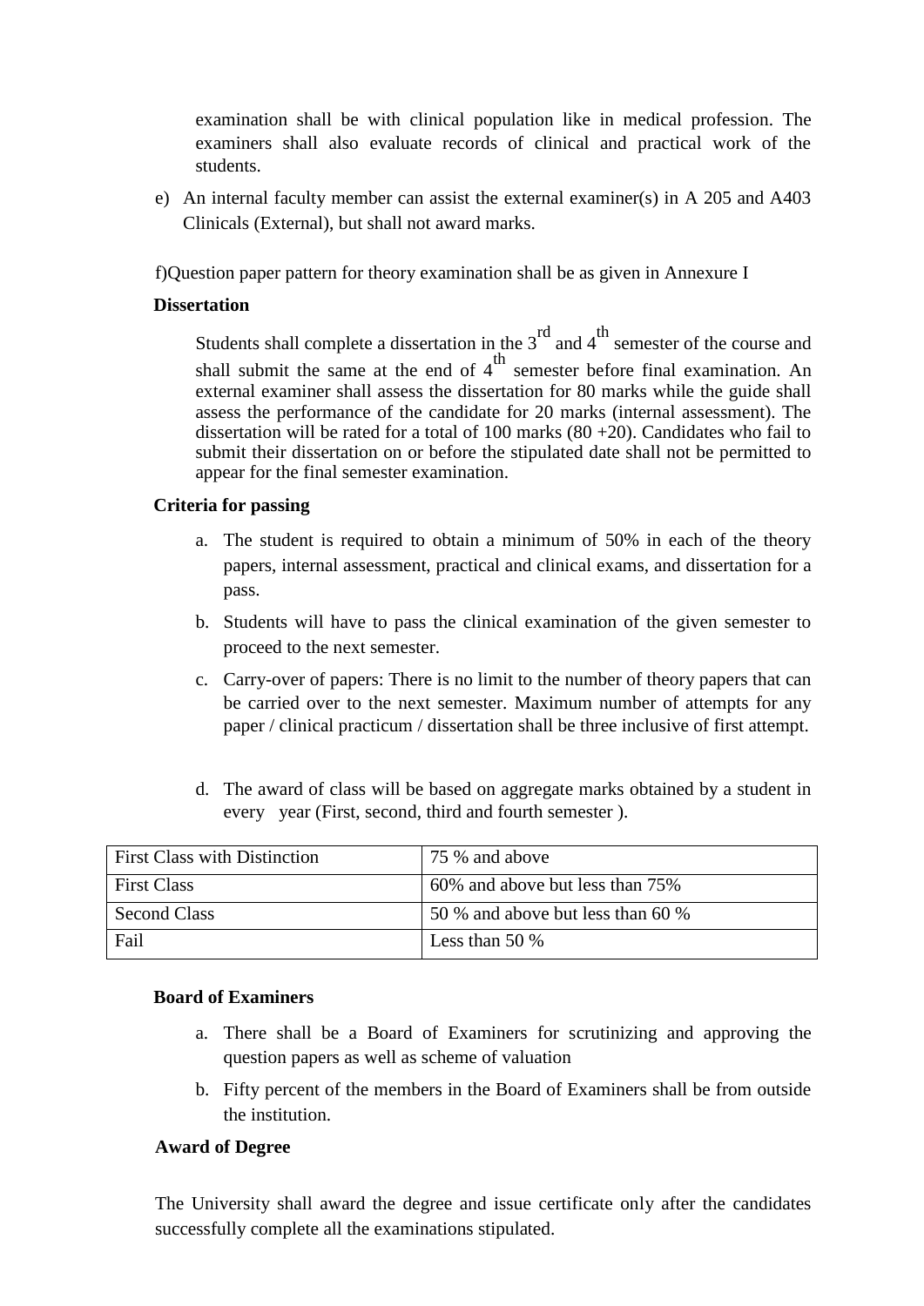examination shall be with clinical population like in medical profession. The examiners shall also evaluate records of clinical and practical work of the students.

e) An internal faculty member can assist the external examiner(s) in A 205 and A403 Clinicals (External), but shall not award marks.

f)Question paper pattern for theory examination shall be as given in Annexure I

**Dissertation**

Students shall complete a dissertation in the 3rd and 4th semester of the course and shall submit the same at the end of 4th semester before final examination. An external examiner shall assess the dissertation for 80 marks while the guide shall assess the performance of the candidate for 20 marks (internal assessment). The dissertation will be rated for a total of 100 marks (80 +20). Candidates who fail to submit their dissertation on or before the stipulated date shall not be permitted to appear for the final semester examination.

**Criteria for passing**

a. The student is required to obtain a minimum of 50% in each of the theory papers, internal assessment, practical and clinical exams, and dissertation for a pass.

b. Students will have to pass the clinical examination of the given semester to proceed to the next semester.

c. Carry-over of papers: There is no limit to the number of theory papers that can be carried over to the next semester. Maximum number of attempts for any paper / clinical practicum / dissertation shall be three inclusive of first attempt.

d. The award of class will be based on aggregate marks obtained by a student in every year (First, second, third and fourth semester ).

| First Class with Distinction | 75 % and above |
|---|---|
| First Class | 60% and above but less than 75% |
| Second Class | 50 % and above but less than 60 % |
| Fail | Less than 50 % |

**Board of Examiners**

a. There shall be a Board of Examiners for scrutinizing and approving the question papers as well as scheme of valuation

b. Fifty percent of the members in the Board of Examiners shall be from outside the institution.

**Award of Degree**

The University shall award the degree and issue certificate only after the candidates successfully complete all the examinations stipulated.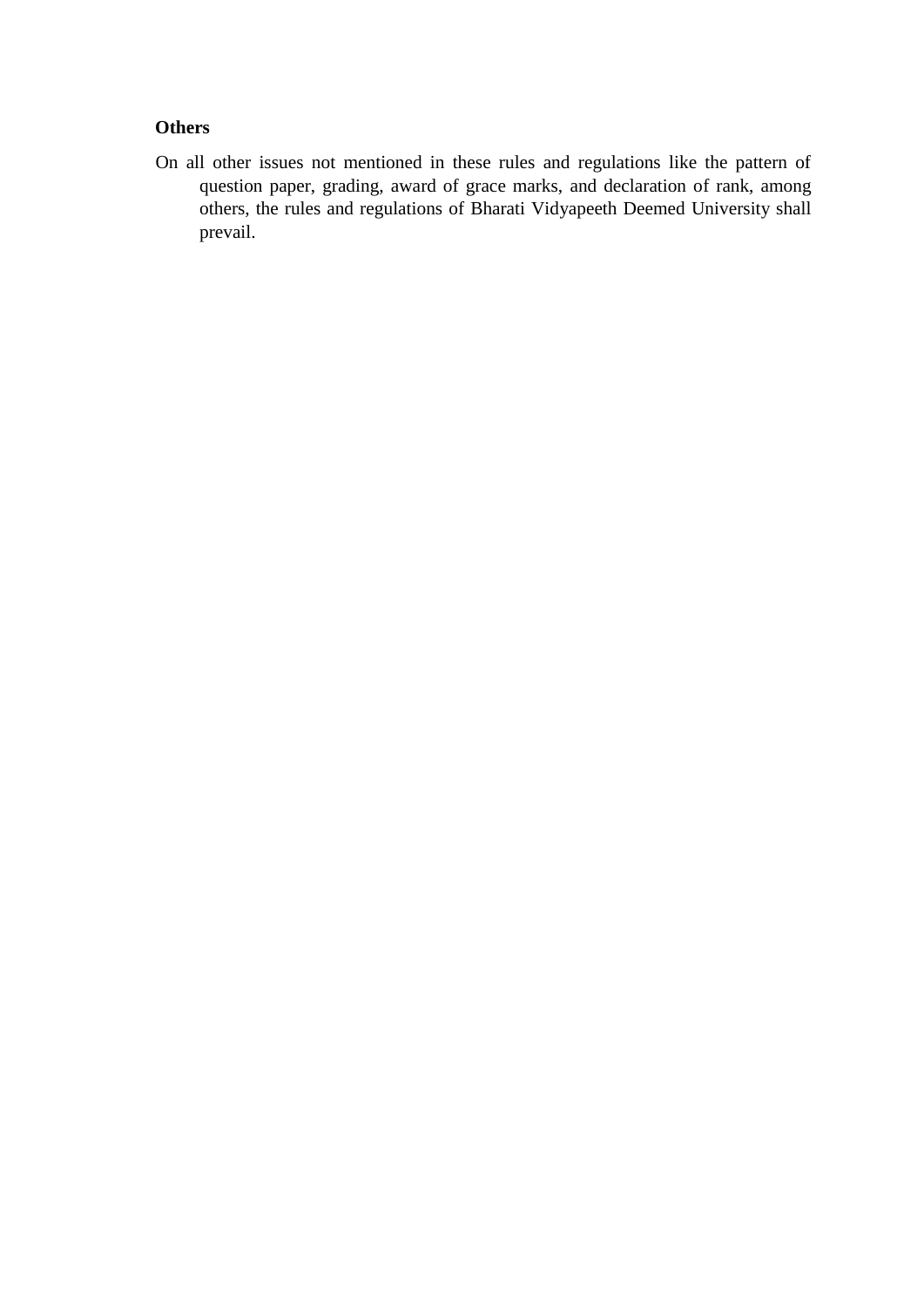**Others**

On all other issues not mentioned in these rules and regulations like the pattern of question paper, grading, award of grace marks, and declaration of rank, among others, the rules and regulations of Bharati Vidyapeeth Deemed University shall prevail.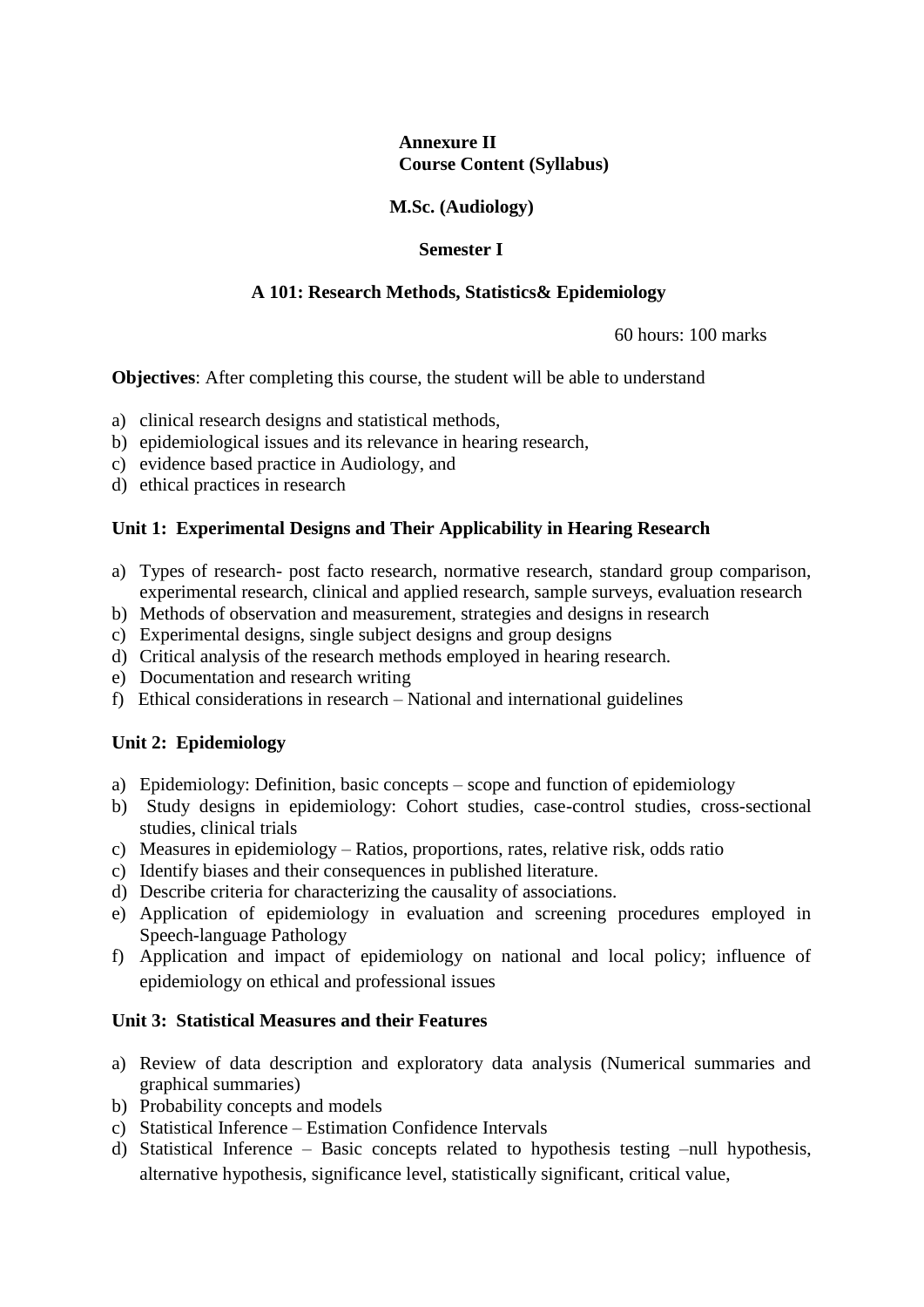# Annexure II
## Course Content (Syllabus)

## M.Sc. (Audiology)

## Semester I

### A 101: Research Methods, Statistics& Epidemiology

60 hours: 100 marks

**Objectives**: After completing this course, the student will be able to understand

a) clinical research designs and statistical methods,
b) epidemiological issues and its relevance in hearing research,
c) evidence based practice in Audiology, and
d) ethical practices in research

#### Unit 1: Experimental Designs and Their Applicability in Hearing Research

a) Types of research- post facto research, normative research, standard group comparison, experimental research, clinical and applied research, sample surveys, evaluation research
b) Methods of observation and measurement, strategies and designs in research
c) Experimental designs, single subject designs and group designs
d) Critical analysis of the research methods employed in hearing research.
e) Documentation and research writing
f) Ethical considerations in research – National and international guidelines

#### Unit 2: Epidemiology

a) Epidemiology: Definition, basic concepts – scope and function of epidemiology
b) Study designs in epidemiology: Cohort studies, case-control studies, cross-sectional studies, clinical trials
c) Measures in epidemiology – Ratios, proportions, rates, relative risk, odds ratio
c) Identify biases and their consequences in published literature.
d) Describe criteria for characterizing the causality of associations.
e) Application of epidemiology in evaluation and screening procedures employed in Speech-language Pathology
f) Application and impact of epidemiology on national and local policy; influence of epidemiology on ethical and professional issues

#### Unit 3: Statistical Measures and their Features

a) Review of data description and exploratory data analysis (Numerical summaries and graphical summaries)
b) Probability concepts and models
c) Statistical Inference – Estimation Confidence Intervals
d) Statistical Inference – Basic concepts related to hypothesis testing –null hypothesis, alternative hypothesis, significance level, statistically significant, critical value,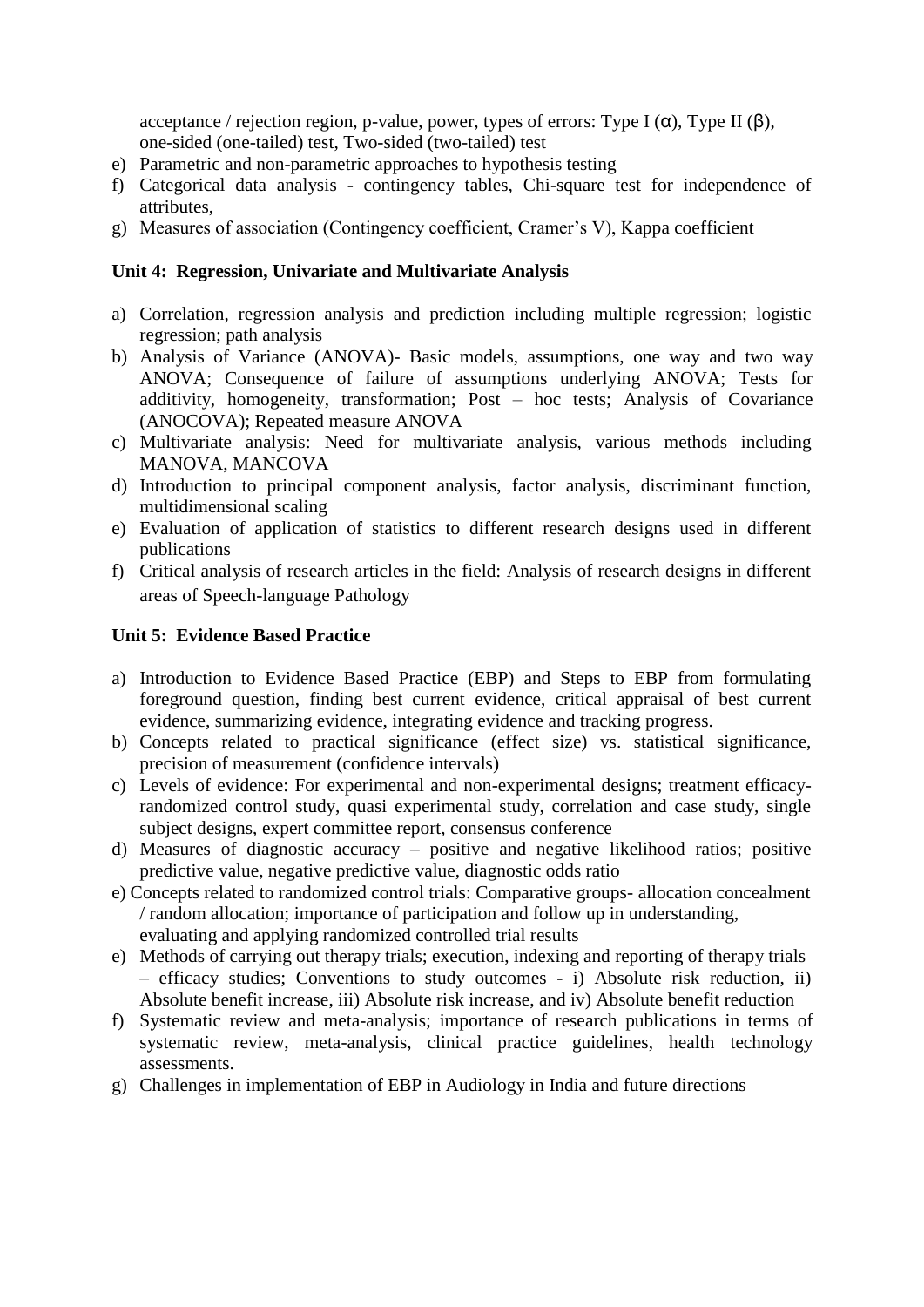acceptance / rejection region, p-value, power, types of errors: Type I (α), Type II (β), one-sided (one-tailed) test, Two-sided (two-tailed) test

e) Parametric and non-parametric approaches to hypothesis testing
f) Categorical data analysis - contingency tables, Chi-square test for independence of attributes,
g) Measures of association (Contingency coefficient, Cramer's V), Kappa coefficient

**Unit 4: Regression, Univariate and Multivariate Analysis**

a) Correlation, regression analysis and prediction including multiple regression; logistic regression; path analysis
b) Analysis of Variance (ANOVA)- Basic models, assumptions, one way and two way ANOVA; Consequence of failure of assumptions underlying ANOVA; Tests for additivity, homogeneity, transformation; Post – hoc tests; Analysis of Covariance (ANOCOVA); Repeated measure ANOVA
c) Multivariate analysis: Need for multivariate analysis, various methods including MANOVA, MANCOVA
d) Introduction to principal component analysis, factor analysis, discriminant function, multidimensional scaling
e) Evaluation of application of statistics to different research designs used in different publications
f) Critical analysis of research articles in the field: Analysis of research designs in different areas of Speech-language Pathology

**Unit 5: Evidence Based Practice**

a) Introduction to Evidence Based Practice (EBP) and Steps to EBP from formulating foreground question, finding best current evidence, critical appraisal of best current evidence, summarizing evidence, integrating evidence and tracking progress.
b) Concepts related to practical significance (effect size) vs. statistical significance, precision of measurement (confidence intervals)
c) Levels of evidence: For experimental and non-experimental designs; treatment efficacy- randomized control study, quasi experimental study, correlation and case study, single subject designs, expert committee report, consensus conference
d) Measures of diagnostic accuracy – positive and negative likelihood ratios; positive predictive value, negative predictive value, diagnostic odds ratio
e) Concepts related to randomized control trials: Comparative groups- allocation concealment / random allocation; importance of participation and follow up in understanding, evaluating and applying randomized controlled trial results
e) Methods of carrying out therapy trials; execution, indexing and reporting of therapy trials – efficacy studies; Conventions to study outcomes - i) Absolute risk reduction, ii) Absolute benefit increase, iii) Absolute risk increase, and iv) Absolute benefit reduction
f) Systematic review and meta-analysis; importance of research publications in terms of systematic review, meta-analysis, clinical practice guidelines, health technology assessments.
g) Challenges in implementation of EBP in Audiology in India and future directions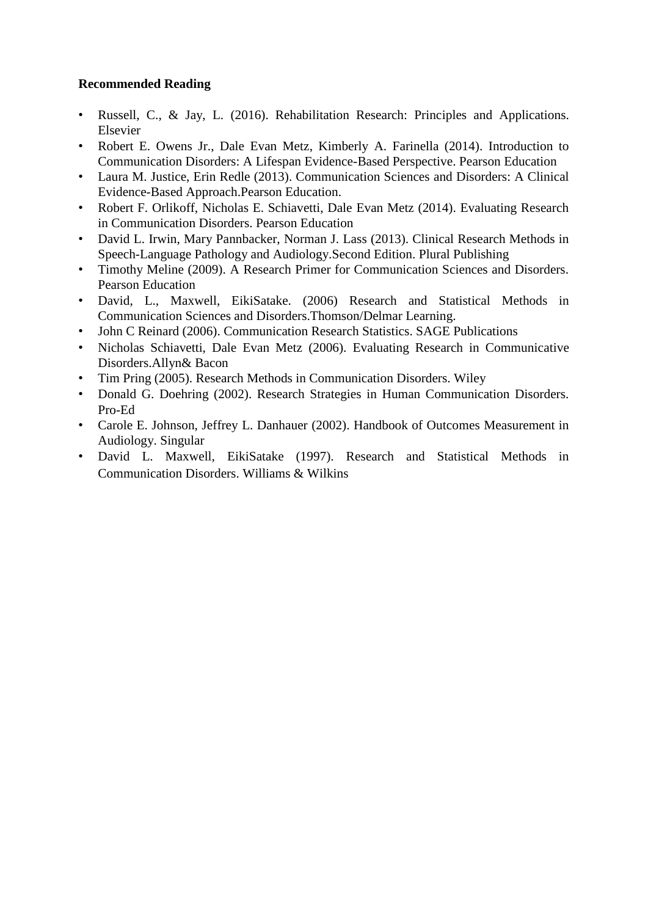**Recommended Reading**

- Russell, C., & Jay, L. (2016). Rehabilitation Research: Principles and Applications. Elsevier
- Robert E. Owens Jr., Dale Evan Metz, Kimberly A. Farinella (2014). Introduction to Communication Disorders: A Lifespan Evidence-Based Perspective. Pearson Education
- Laura M. Justice, Erin Redle (2013). Communication Sciences and Disorders: A Clinical Evidence-Based Approach.Pearson Education.
- Robert F. Orlikoff, Nicholas E. Schiavetti, Dale Evan Metz (2014). Evaluating Research in Communication Disorders. Pearson Education
- David L. Irwin, Mary Pannbacker, Norman J. Lass (2013). Clinical Research Methods in Speech-Language Pathology and Audiology.Second Edition. Plural Publishing
- Timothy Meline (2009). A Research Primer for Communication Sciences and Disorders. Pearson Education
- David, L., Maxwell, EikiSatake. (2006) Research and Statistical Methods in Communication Sciences and Disorders.Thomson/Delmar Learning.
- John C Reinard (2006). Communication Research Statistics. SAGE Publications
- Nicholas Schiavetti, Dale Evan Metz (2006). Evaluating Research in Communicative Disorders.Allyn& Bacon
- Tim Pring (2005). Research Methods in Communication Disorders. Wiley
- Donald G. Doehring (2002). Research Strategies in Human Communication Disorders. Pro-Ed
- Carole E. Johnson, Jeffrey L. Danhauer (2002). Handbook of Outcomes Measurement in Audiology. Singular
- David L. Maxwell, EikiSatake (1997). Research and Statistical Methods in Communication Disorders. Williams & Wilkins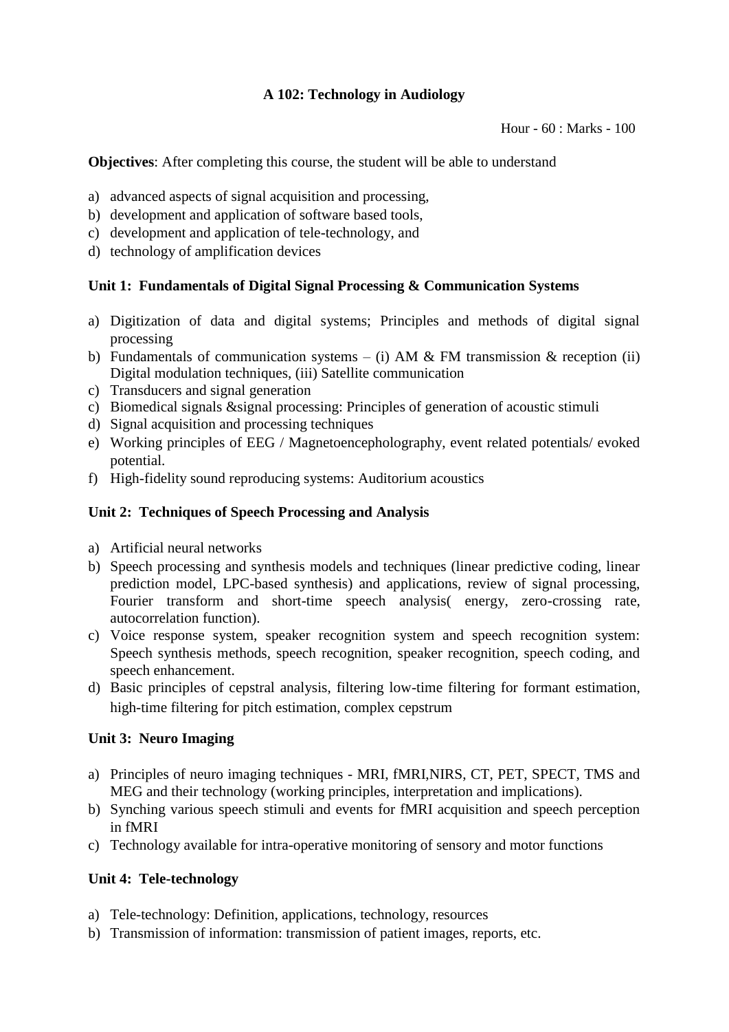## A 102: Technology in Audiology

Hour - 60 : Marks - 100

**Objectives**: After completing this course, the student will be able to understand

a) advanced aspects of signal acquisition and processing,
b) development and application of software based tools,
c) development and application of tele-technology, and
d) technology of amplification devices

### Unit 1: Fundamentals of Digital Signal Processing & Communication Systems

a) Digitization of data and digital systems; Principles and methods of digital signal processing
b) Fundamentals of communication systems – (i) AM & FM transmission & reception (ii) Digital modulation techniques, (iii) Satellite communication
c) Transducers and signal generation
c) Biomedical signals &signal processing: Principles of generation of acoustic stimuli
d) Signal acquisition and processing techniques
e) Working principles of EEG / Magnetoencephologhraphy, event related potentials/ evoked potential.
f) High-fidelity sound reproducing systems: Auditorium acoustics

### Unit 2: Techniques of Speech Processing and Analysis

a) Artificial neural networks
b) Speech processing and synthesis models and techniques (linear predictive coding, linear prediction model, LPC-based synthesis) and applications, review of signal processing, Fourier transform and short-time speech analysis( energy, zero-crossing rate, autocorrelation function).
c) Voice response system, speaker recognition system and speech recognition system: Speech synthesis methods, speech recognition, speaker recognition, speech coding, and speech enhancement.
d) Basic principles of cepstral analysis, filtering low-time filtering for formant estimation, high-time filtering for pitch estimation, complex cepstrum

### Unit 3: Neuro Imaging

a) Principles of neuro imaging techniques - MRI, fMRI,NIRS, CT, PET, SPECT, TMS and MEG and their technology (working principles, interpretation and implications).
b) Synching various speech stimuli and events for fMRI acquisition and speech perception in fMRI
c) Technology available for intra-operative monitoring of sensory and motor functions

### Unit 4: Tele-technology

a) Tele-technology: Definition, applications, technology, resources
b) Transmission of information: transmission of patient images, reports, etc.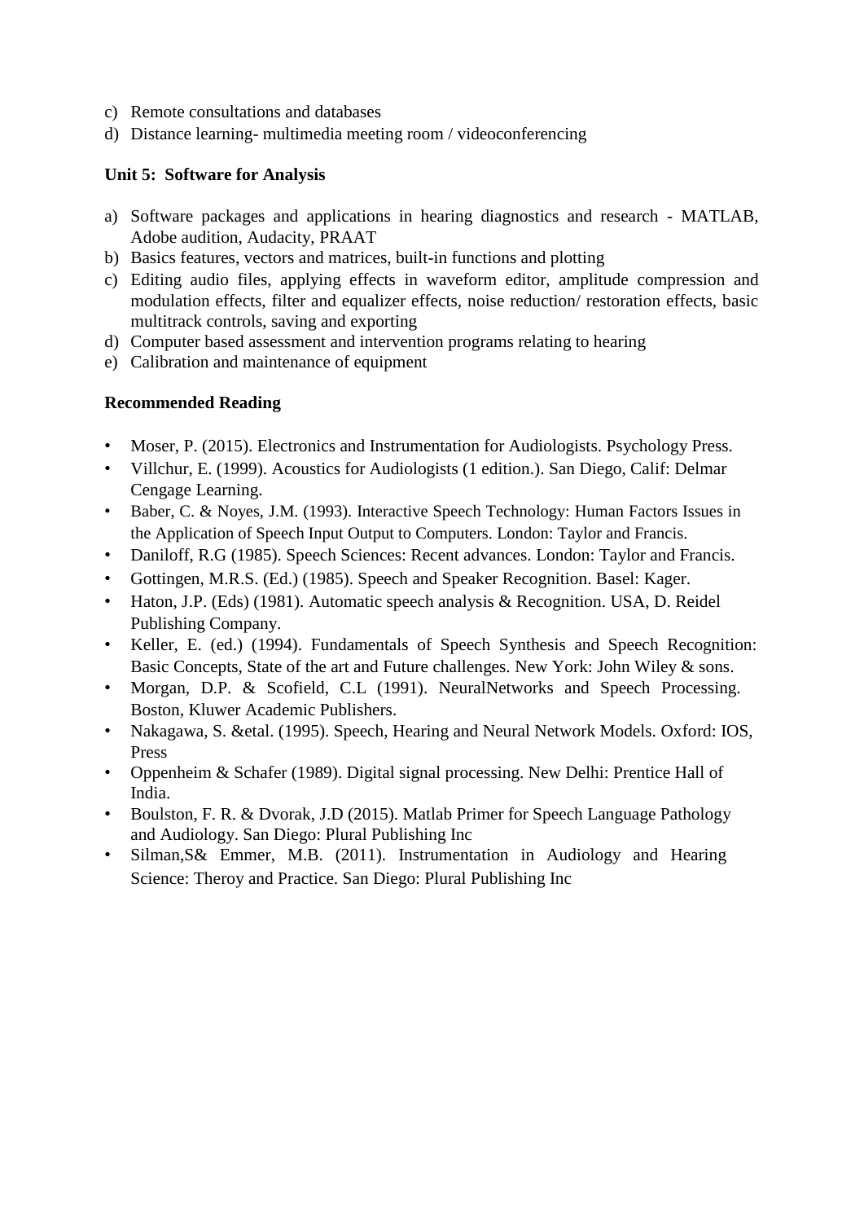c) Remote consultations and databases
d) Distance learning- multimedia meeting room / videoconferencing

**Unit 5: Software for Analysis**

a) Software packages and applications in hearing diagnostics and research - MATLAB, Adobe audition, Audacity, PRAAT
b) Basics features, vectors and matrices, built-in functions and plotting
c) Editing audio files, applying effects in waveform editor, amplitude compression and modulation effects, filter and equalizer effects, noise reduction/ restoration effects, basic multitrack controls, saving and exporting
d) Computer based assessment and intervention programs relating to hearing
e) Calibration and maintenance of equipment

**Recommended Reading**

- Moser, P. (2015). Electronics and Instrumentation for Audiologists. Psychology Press.
- Villchur, E. (1999). Acoustics for Audiologists (1 edition.). San Diego, Calif: Delmar Cengage Learning.
- Baber, C. & Noyes, J.M. (1993). Interactive Speech Technology: Human Factors Issues in the Application of Speech Input Output to Computers. London: Taylor and Francis.
- Daniloff, R.G (1985). Speech Sciences: Recent advances. London: Taylor and Francis.
- Gottingen, M.R.S. (Ed.) (1985). Speech and Speaker Recognition. Basel: Kager.
- Haton, J.P. (Eds) (1981). Automatic speech analysis & Recognition. USA, D. Reidel Publishing Company.
- Keller, E. (ed.) (1994). Fundamentals of Speech Synthesis and Speech Recognition: Basic Concepts, State of the art and Future challenges. New York: John Wiley & sons.
- Morgan, D.P. & Scofield, C.L (1991). NeuralNetworks and Speech Processing. Boston, Kluwer Academic Publishers.
- Nakagawa, S. &etal. (1995). Speech, Hearing and Neural Network Models. Oxford: IOS, Press
- Oppenheim & Schafer (1989). Digital signal processing. New Delhi: Prentice Hall of India.
- Boulston, F. R. & Dvorak, J.D (2015). Matlab Primer for Speech Language Pathology and Audiology. San Diego: Plural Publishing Inc
- Silman,S& Emmer, M.B. (2011). Instrumentation in Audiology and Hearing Science: Theroy and Practice. San Diego: Plural Publishing Inc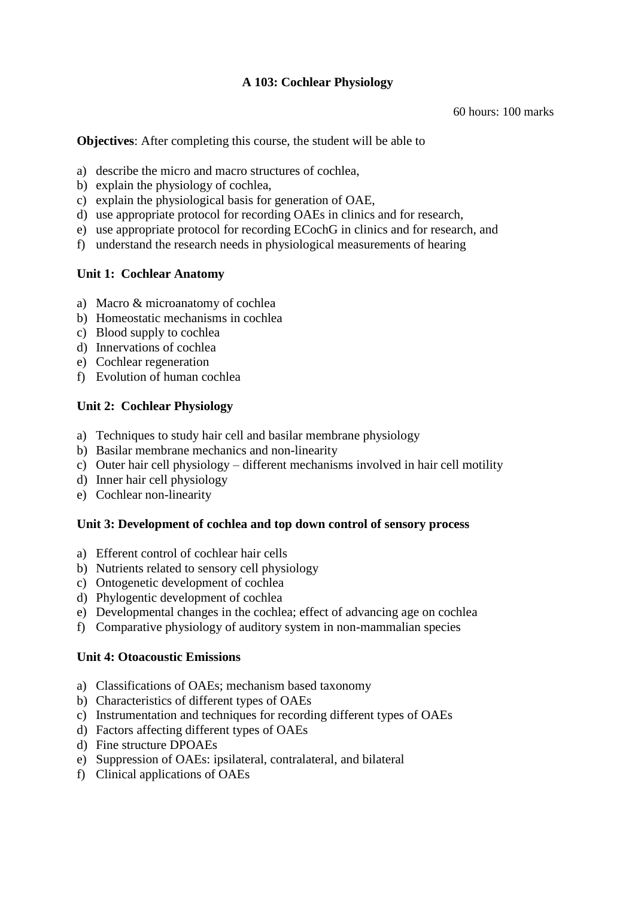# A 103: Cochlear Physiology

60 hours: 100 marks

**Objectives**: After completing this course, the student will be able to

a) describe the micro and macro structures of cochlea,
b) explain the physiology of cochlea,
c) explain the physiological basis for generation of OAE,
d) use appropriate protocol for recording OAEs in clinics and for research,
e) use appropriate protocol for recording ECochG in clinics and for research, and
f) understand the research needs in physiological measurements of hearing

### Unit 1: Cochlear Anatomy

a) Macro & microanatomy of cochlea
b) Homeostatic mechanisms in cochlea
c) Blood supply to cochlea
d) Innervations of cochlea
e) Cochlear regeneration
f) Evolution of human cochlea

### Unit 2: Cochlear Physiology

a) Techniques to study hair cell and basilar membrane physiology
b) Basilar membrane mechanics and non-linearity
c) Outer hair cell physiology – different mechanisms involved in hair cell motility
d) Inner hair cell physiology
e) Cochlear non-linearity

### Unit 3: Development of cochlea and top down control of sensory process

a) Efferent control of cochlear hair cells
b) Nutrients related to sensory cell physiology
c) Ontogenetic development of cochlea
d) Phylogentic development of cochlea
e) Developmental changes in the cochlea; effect of advancing age on cochlea
f) Comparative physiology of auditory system in non-mammalian species

### Unit 4: Otoacoustic Emissions

a) Classifications of OAEs; mechanism based taxonomy
b) Characteristics of different types of OAEs
c) Instrumentation and techniques for recording different types of OAEs
d) Factors affecting different types of OAEs
d) Fine structure DPOAEs
e) Suppression of OAEs: ipsilateral, contralateral, and bilateral
f) Clinical applications of OAEs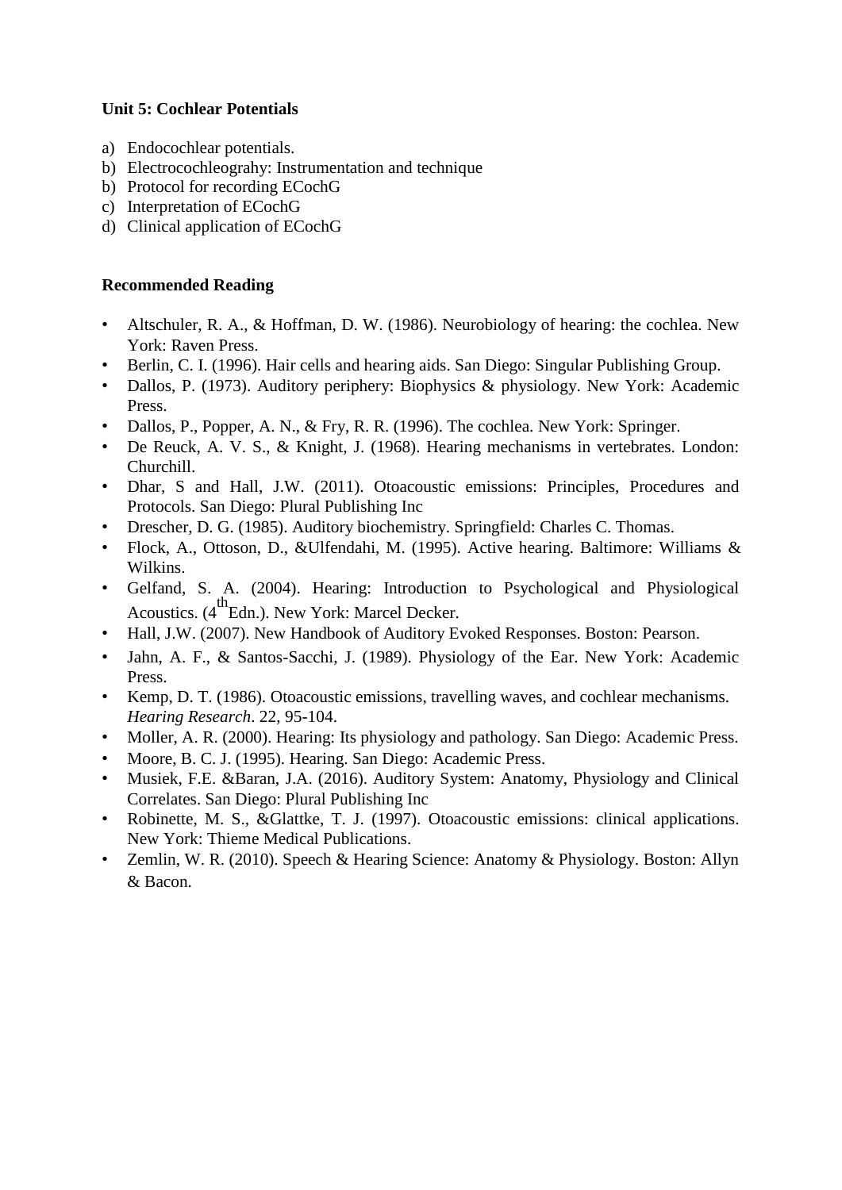**Unit 5: Cochlear Potentials**

a) Endocochlear potentials.
b) Electrocochleograhy: Instrumentation and technique
b) Protocol for recording ECochG
c) Interpretation of ECochG
d) Clinical application of ECochG

**Recommended Reading**

- Altschuler, R. A., & Hoffman, D. W. (1986). Neurobiology of hearing: the cochlea. New York: Raven Press.
- Berlin, C. I. (1996). Hair cells and hearing aids. San Diego: Singular Publishing Group.
- Dallos, P. (1973). Auditory periphery: Biophysics & physiology. New York: Academic Press.
- Dallos, P., Popper, A. N., & Fry, R. R. (1996). The cochlea. New York: Springer.
- De Reuck, A. V. S., & Knight, J. (1968). Hearing mechanisms in vertebrates. London: Churchill.
- Dhar, S and Hall, J.W. (2011). Otoacoustic emissions: Principles, Procedures and Protocols. San Diego: Plural Publishing Inc
- Drescher, D. G. (1985). Auditory biochemistry. Springfield: Charles C. Thomas.
- Flock, A., Ottoson, D., &Ulfendahi, M. (1995). Active hearing. Baltimore: Williams & Wilkins.
- Gelfand, S. A. (2004). Hearing: Introduction to Psychological and Physiological Acoustics. (4thEdn.). New York: Marcel Decker.
- Hall, J.W. (2007). New Handbook of Auditory Evoked Responses. Boston: Pearson.
- Jahn, A. F., & Santos-Sacchi, J. (1989). Physiology of the Ear. New York: Academic Press.
- Kemp, D. T. (1986). Otoacoustic emissions, travelling waves, and cochlear mechanisms. *Hearing Research*. 22, 95-104.
- Moller, A. R. (2000). Hearing: Its physiology and pathology. San Diego: Academic Press.
- Moore, B. C. J. (1995). Hearing. San Diego: Academic Press.
- Musiek, F.E. &Baran, J.A. (2016). Auditory System: Anatomy, Physiology and Clinical Correlates. San Diego: Plural Publishing Inc
- Robinette, M. S., &Glattke, T. J. (1997). Otoacoustic emissions: clinical applications. New York: Thieme Medical Publications.
- Zemlin, W. R. (2010). Speech & Hearing Science: Anatomy & Physiology. Boston: Allyn & Bacon.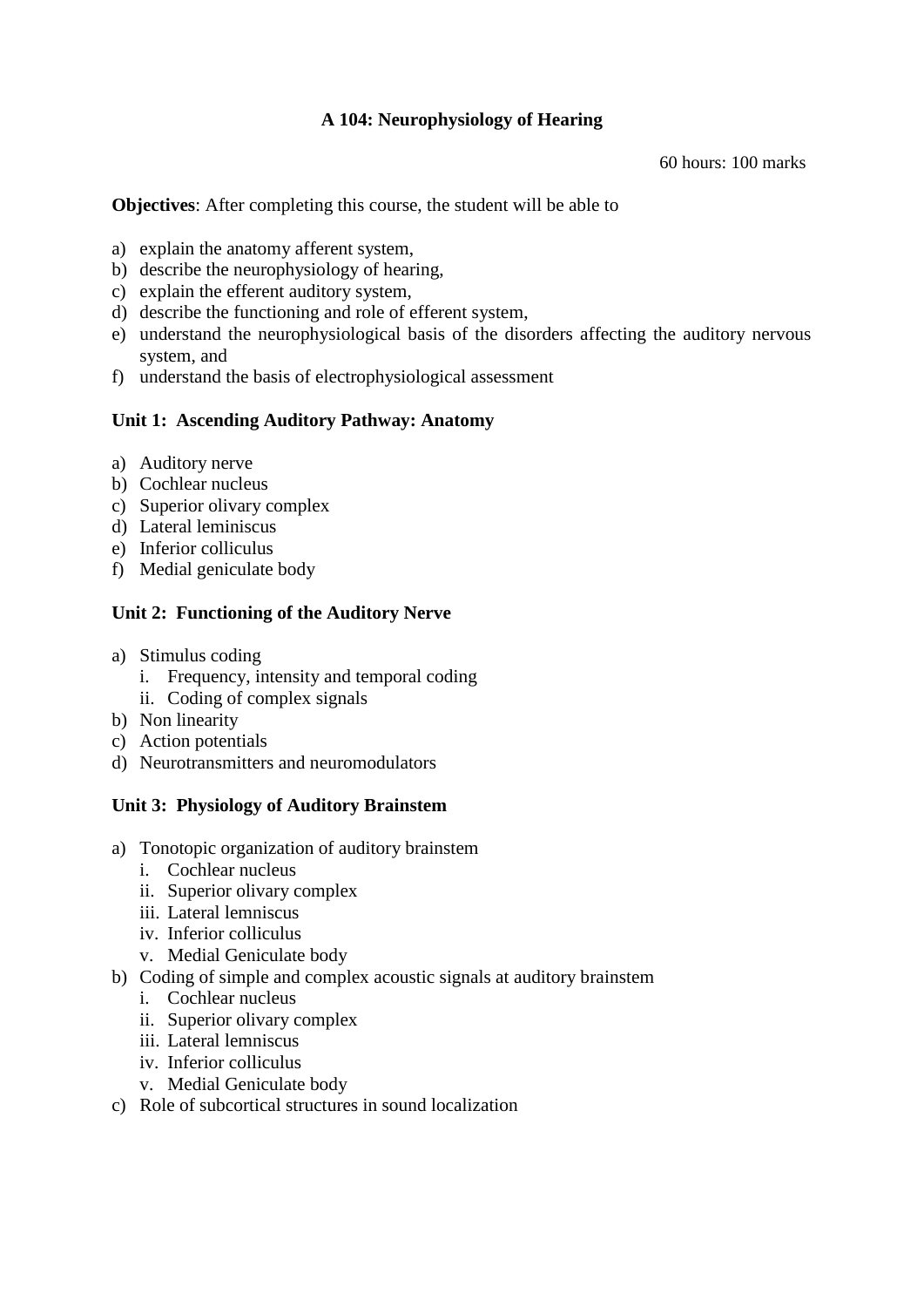## A 104: Neurophysiology of Hearing

60 hours: 100 marks

**Objectives**: After completing this course, the student will be able to

a) explain the anatomy afferent system,
b) describe the neurophysiology of hearing,
c) explain the efferent auditory system,
d) describe the functioning and role of efferent system,
e) understand the neurophysiological basis of the disorders affecting the auditory nervous system, and
f) understand the basis of electrophysiological assessment

### Unit 1: Ascending Auditory Pathway: Anatomy

a) Auditory nerve
b) Cochlear nucleus
c) Superior olivary complex
d) Lateral leminiscus
e) Inferior colliculus
f) Medial geniculate body

### Unit 2: Functioning of the Auditory Nerve

a) Stimulus coding
   i. Frequency, intensity and temporal coding
   ii. Coding of complex signals
b) Non linearity
c) Action potentials
d) Neurotransmitters and neuromodulators

### Unit 3: Physiology of Auditory Brainstem

a) Tonotopic organization of auditory brainstem
   i. Cochlear nucleus
   ii. Superior olivary complex
   iii. Lateral lemniscus
   iv. Inferior colliculus
   v. Medial Geniculate body
b) Coding of simple and complex acoustic signals at auditory brainstem
   i. Cochlear nucleus
   ii. Superior olivary complex
   iii. Lateral lemniscus
   iv. Inferior colliculus
   v. Medial Geniculate body
c) Role of subcortical structures in sound localization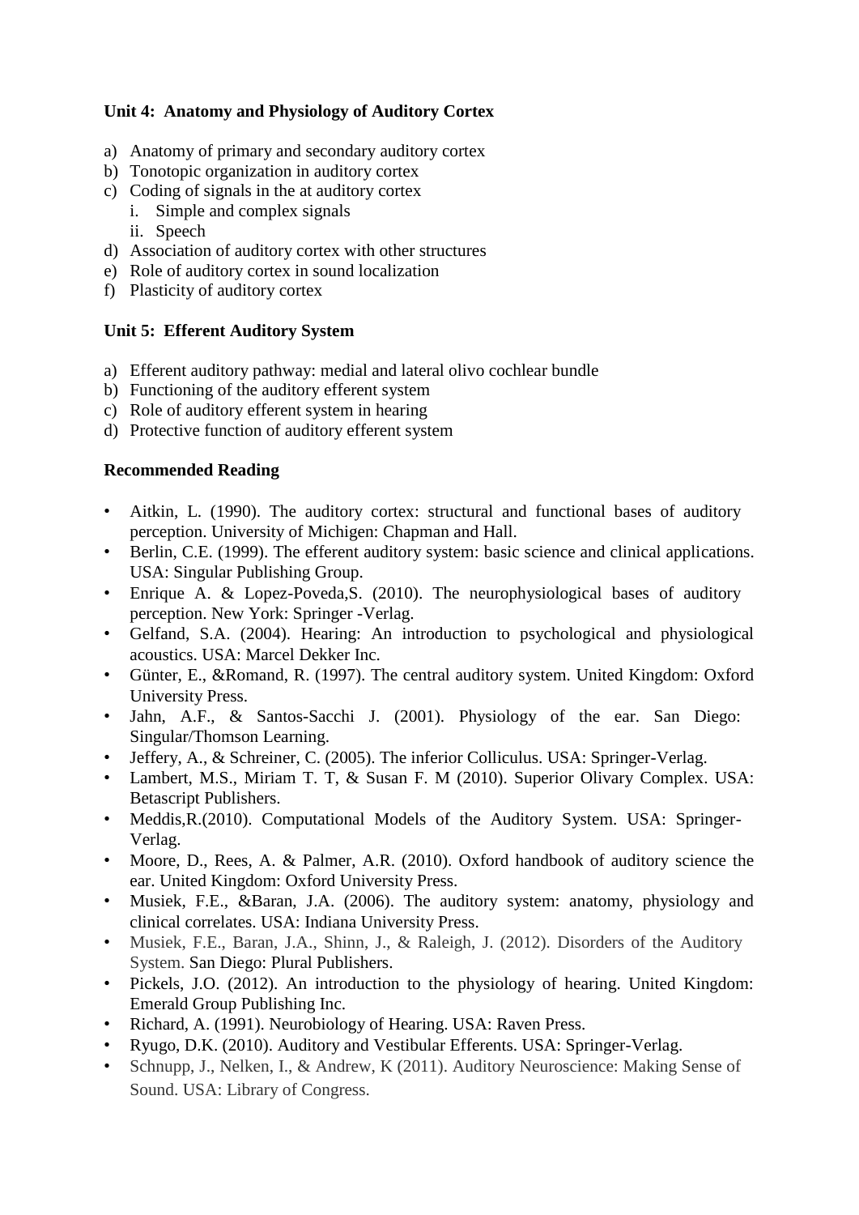**Unit 4: Anatomy and Physiology of Auditory Cortex**

a) Anatomy of primary and secondary auditory cortex
b) Tonotopic organization in auditory cortex
c) Coding of signals in the at auditory cortex
    i. Simple and complex signals
    ii. Speech
d) Association of auditory cortex with other structures
e) Role of auditory cortex in sound localization
f) Plasticity of auditory cortex

**Unit 5: Efferent Auditory System**

a) Efferent auditory pathway: medial and lateral olivo cochlear bundle
b) Functioning of the auditory efferent system
c) Role of auditory efferent system in hearing
d) Protective function of auditory efferent system

**Recommended Reading**

- Aitkin, L. (1990). The auditory cortex: structural and functional bases of auditory perception. University of Michigen: Chapman and Hall.
- Berlin, C.E. (1999). The efferent auditory system: basic science and clinical applications. USA: Singular Publishing Group.
- Enrique A. & Lopez-Poveda,S. (2010). The neurophysiological bases of auditory perception. New York: Springer -Verlag.
- Gelfand, S.A. (2004). Hearing: An introduction to psychological and physiological acoustics. USA: Marcel Dekker Inc.
- Günter, E., &Romand, R. (1997). The central auditory system. United Kingdom: Oxford University Press.
- Jahn, A.F., & Santos-Sacchi J. (2001). Physiology of the ear. San Diego: Singular/Thomson Learning.
- Jeffery, A., & Schreiner, C. (2005). The inferior Colliculus. USA: Springer-Verlag.
- Lambert, M.S., Miriam T. T, & Susan F. M (2010). Superior Olivary Complex. USA: Betascript Publishers.
- Meddis,R.(2010). Computational Models of the Auditory System. USA: Springer-Verlag.
- Moore, D., Rees, A. & Palmer, A.R. (2010). Oxford handbook of auditory science the ear. United Kingdom: Oxford University Press.
- Musiek, F.E., &Baran, J.A. (2006). The auditory system: anatomy, physiology and clinical correlates. USA: Indiana University Press.
- Musiek, F.E., Baran, J.A., Shinn, J., & Raleigh, J. (2012). Disorders of the Auditory System. San Diego: Plural Publishers.
- Pickels, J.O. (2012). An introduction to the physiology of hearing. United Kingdom: Emerald Group Publishing Inc.
- Richard, A. (1991). Neurobiology of Hearing. USA: Raven Press.
- Ryugo, D.K. (2010). Auditory and Vestibular Efferents. USA: Springer-Verlag.
- Schnupp, J., Nelken, I., & Andrew, K (2011). Auditory Neuroscience: Making Sense of Sound. USA: Library of Congress.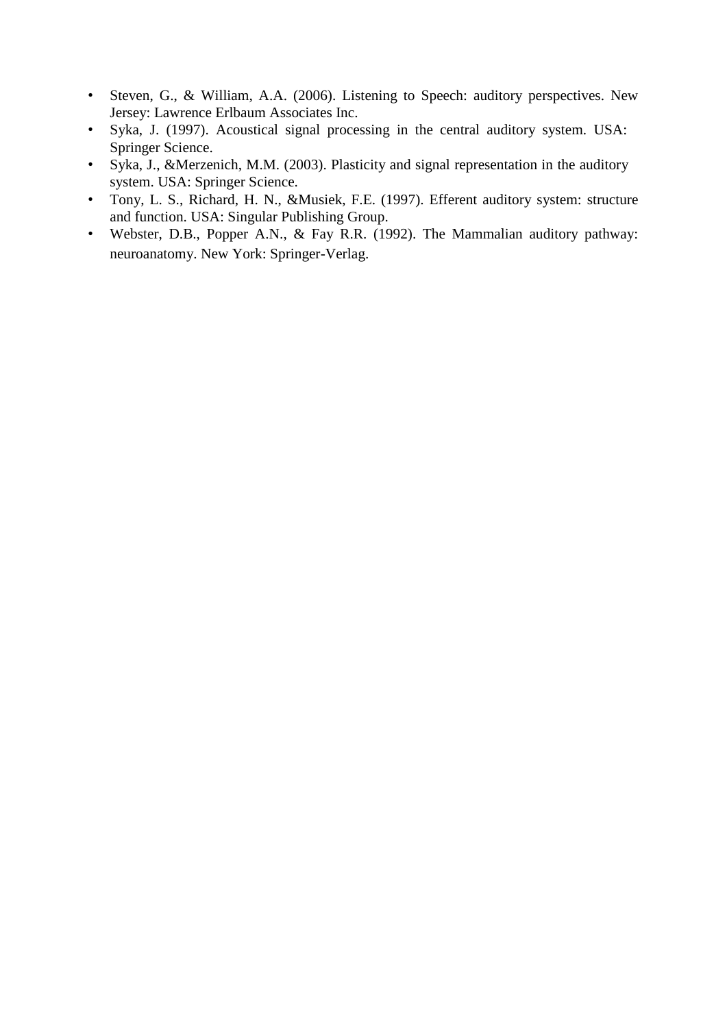- Steven, G., & William, A.A. (2006). Listening to Speech: auditory perspectives. New Jersey: Lawrence Erlbaum Associates Inc.
- Syka, J. (1997). Acoustical signal processing in the central auditory system. USA: Springer Science.
- Syka, J., &Merzenich, M.M. (2003). Plasticity and signal representation in the auditory system. USA: Springer Science.
- Tony, L. S., Richard, H. N., &Musiek, F.E. (1997). Efferent auditory system: structure and function. USA: Singular Publishing Group.
- Webster, D.B., Popper A.N., & Fay R.R. (1992). The Mammalian auditory pathway: neuroanatomy. New York: Springer-Verlag.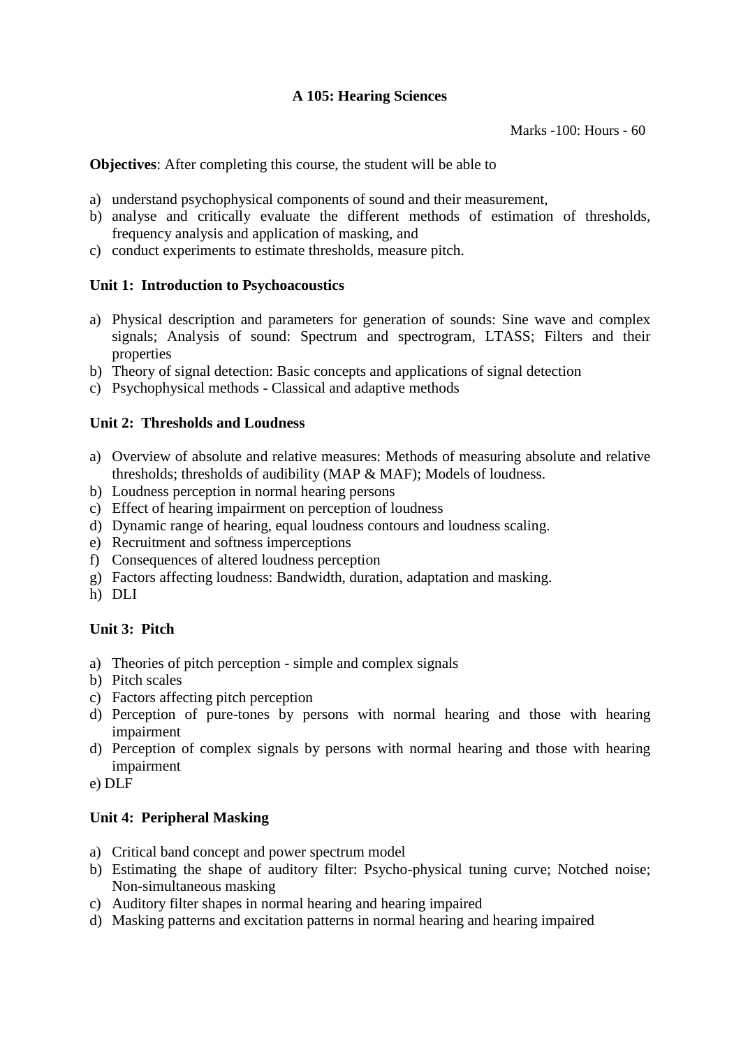# A 105: Hearing Sciences

Marks -100: Hours - 60

**Objectives**: After completing this course, the student will be able to

a) understand psychophysical components of sound and their measurement,
b) analyse and critically evaluate the different methods of estimation of thresholds, frequency analysis and application of masking, and
c) conduct experiments to estimate thresholds, measure pitch.

## Unit 1: Introduction to Psychoacoustics

a) Physical description and parameters for generation of sounds: Sine wave and complex signals; Analysis of sound: Spectrum and spectrogram, LTASS; Filters and their properties
b) Theory of signal detection: Basic concepts and applications of signal detection
c) Psychophysical methods - Classical and adaptive methods

## Unit 2: Thresholds and Loudness

a) Overview of absolute and relative measures: Methods of measuring absolute and relative thresholds; thresholds of audibility (MAP & MAF); Models of loudness.
b) Loudness perception in normal hearing persons
c) Effect of hearing impairment on perception of loudness
d) Dynamic range of hearing, equal loudness contours and loudness scaling.
e) Recruitment and softness imperceptions
f) Consequences of altered loudness perception
g) Factors affecting loudness: Bandwidth, duration, adaptation and masking.
h) DLI

## Unit 3: Pitch

a) Theories of pitch perception - simple and complex signals
b) Pitch scales
c) Factors affecting pitch perception
d) Perception of pure-tones by persons with normal hearing and those with hearing impairment
d) Perception of complex signals by persons with normal hearing and those with hearing impairment
e) DLF

## Unit 4: Peripheral Masking

a) Critical band concept and power spectrum model
b) Estimating the shape of auditory filter: Psycho-physical tuning curve; Notched noise; Non-simultaneous masking
c) Auditory filter shapes in normal hearing and hearing impaired
d) Masking patterns and excitation patterns in normal hearing and hearing impaired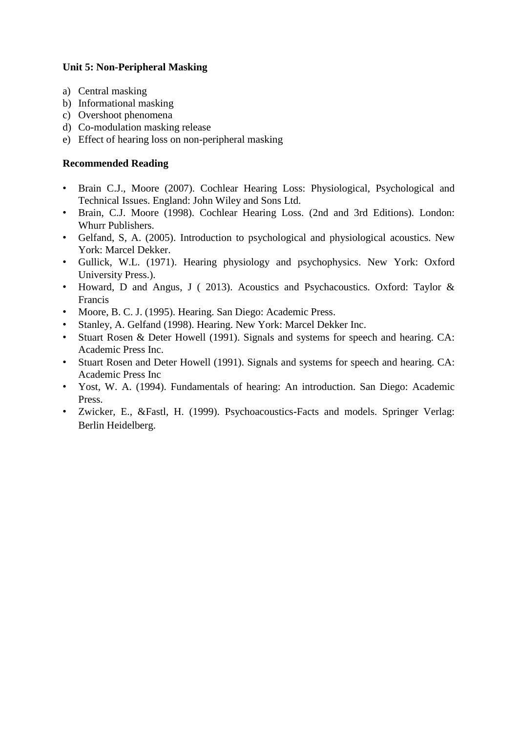**Unit 5: Non-Peripheral Masking**

a) Central masking
b) Informational masking
c) Overshoot phenomena
d) Co-modulation masking release
e) Effect of hearing loss on non-peripheral masking

**Recommended Reading**

- Brain C.J., Moore (2007). Cochlear Hearing Loss: Physiological, Psychological and Technical Issues. England: John Wiley and Sons Ltd.
- Brain, C.J. Moore (1998). Cochlear Hearing Loss. (2nd and 3rd Editions). London: Whurr Publishers.
- Gelfand, S, A. (2005). Introduction to psychological and physiological acoustics. New York: Marcel Dekker.
- Gullick, W.L. (1971). Hearing physiology and psychophysics. New York: Oxford University Press.).
- Howard, D and Angus, J ( 2013). Acoustics and Psychacoustics. Oxford: Taylor & Francis
- Moore, B. C. J. (1995). Hearing. San Diego: Academic Press.
- Stanley, A. Gelfand (1998). Hearing. New York: Marcel Dekker Inc.
- Stuart Rosen & Deter Howell (1991). Signals and systems for speech and hearing. CA: Academic Press Inc.
- Stuart Rosen and Deter Howell (1991). Signals and systems for speech and hearing. CA: Academic Press Inc
- Yost, W. A. (1994). Fundamentals of hearing: An introduction. San Diego: Academic Press.
- Zwicker, E., &Fastl, H. (1999). Psychoacoustics-Facts and models. Springer Verlag: Berlin Heidelberg.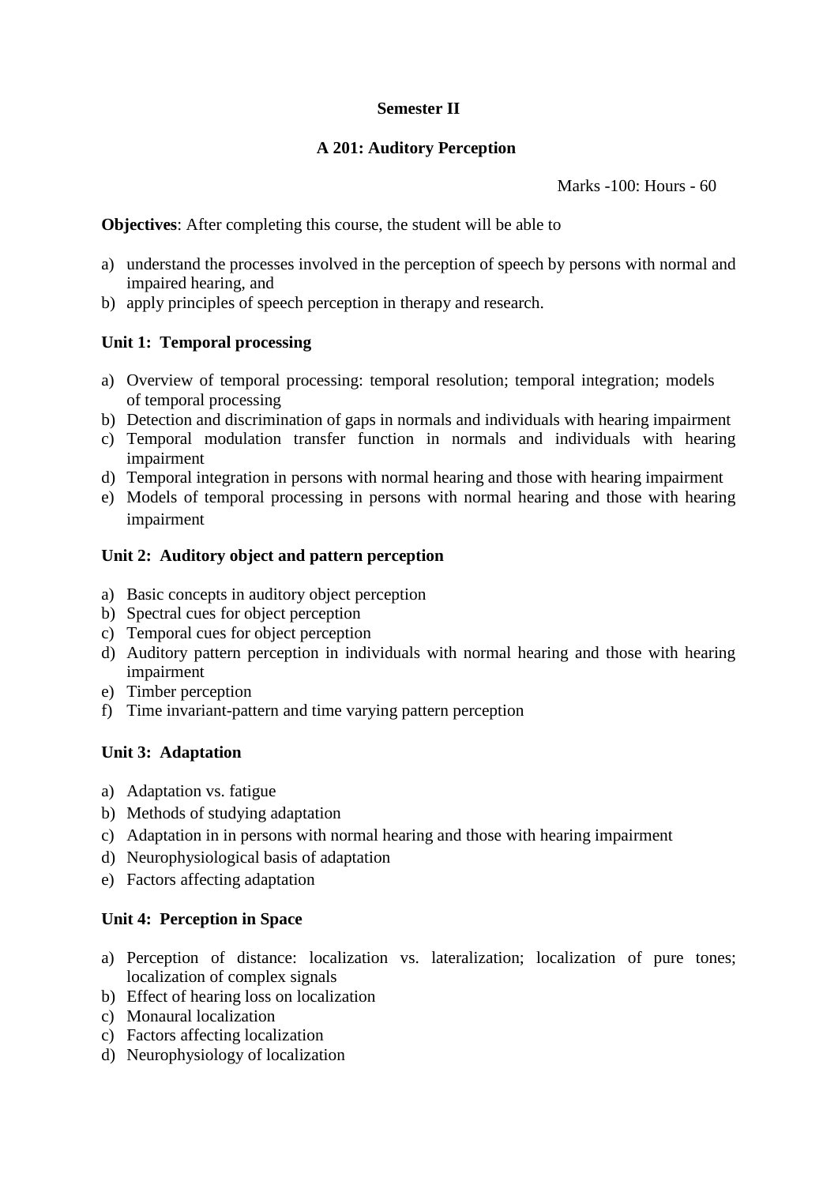**Semester II**

**A 201: Auditory Perception**

Marks -100: Hours - 60

**Objectives**: After completing this course, the student will be able to

a) understand the processes involved in the perception of speech by persons with normal and impaired hearing, and
b) apply principles of speech perception in therapy and research.

**Unit 1: Temporal processing**

a) Overview of temporal processing: temporal resolution; temporal integration; models of temporal processing
b) Detection and discrimination of gaps in normals and individuals with hearing impairment
c) Temporal modulation transfer function in normals and individuals with hearing impairment
d) Temporal integration in persons with normal hearing and those with hearing impairment
e) Models of temporal processing in persons with normal hearing and those with hearing impairment

**Unit 2: Auditory object and pattern perception**

a) Basic concepts in auditory object perception
b) Spectral cues for object perception
c) Temporal cues for object perception
d) Auditory pattern perception in individuals with normal hearing and those with hearing impairment
e) Timber perception
f) Time invariant-pattern and time varying pattern perception

**Unit 3: Adaptation**

a) Adaptation vs. fatigue
b) Methods of studying adaptation
c) Adaptation in in persons with normal hearing and those with hearing impairment
d) Neurophysiological basis of adaptation
e) Factors affecting adaptation

**Unit 4: Perception in Space**

a) Perception of distance: localization vs. lateralization; localization of pure tones; localization of complex signals
b) Effect of hearing loss on localization
c) Monaural localization
c) Factors affecting localization
d) Neurophysiology of localization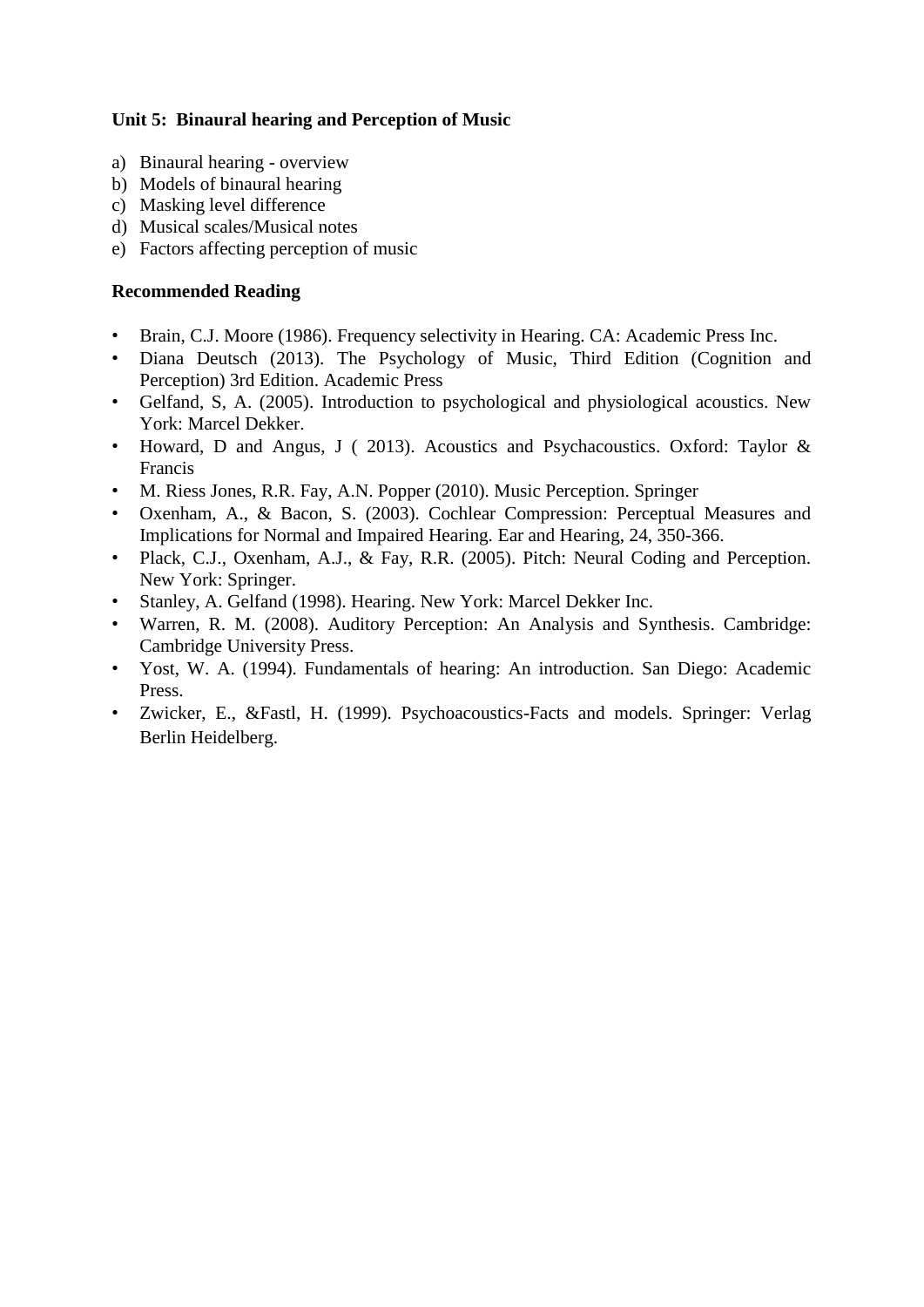**Unit 5: Binaural hearing and Perception of Music**

a) Binaural hearing - overview
b) Models of binaural hearing
c) Masking level difference
d) Musical scales/Musical notes
e) Factors affecting perception of music

**Recommended Reading**

- Brain, C.J. Moore (1986). Frequency selectivity in Hearing. CA: Academic Press Inc.
- Diana Deutsch (2013). The Psychology of Music, Third Edition (Cognition and Perception) 3rd Edition. Academic Press
- Gelfand, S, A. (2005). Introduction to psychological and physiological acoustics. New York: Marcel Dekker.
- Howard, D and Angus, J ( 2013). Acoustics and Psychacoustics. Oxford: Taylor & Francis
- M. Riess Jones, R.R. Fay, A.N. Popper (2010). Music Perception. Springer
- Oxenham, A., & Bacon, S. (2003). Cochlear Compression: Perceptual Measures and Implications for Normal and Impaired Hearing. Ear and Hearing, 24, 350-366.
- Plack, C.J., Oxenham, A.J., & Fay, R.R. (2005). Pitch: Neural Coding and Perception. New York: Springer.
- Stanley, A. Gelfand (1998). Hearing. New York: Marcel Dekker Inc.
- Warren, R. M. (2008). Auditory Perception: An Analysis and Synthesis. Cambridge: Cambridge University Press.
- Yost, W. A. (1994). Fundamentals of hearing: An introduction. San Diego: Academic Press.
- Zwicker, E., &Fastl, H. (1999). Psychoacoustics-Facts and models. Springer: Verlag Berlin Heidelberg.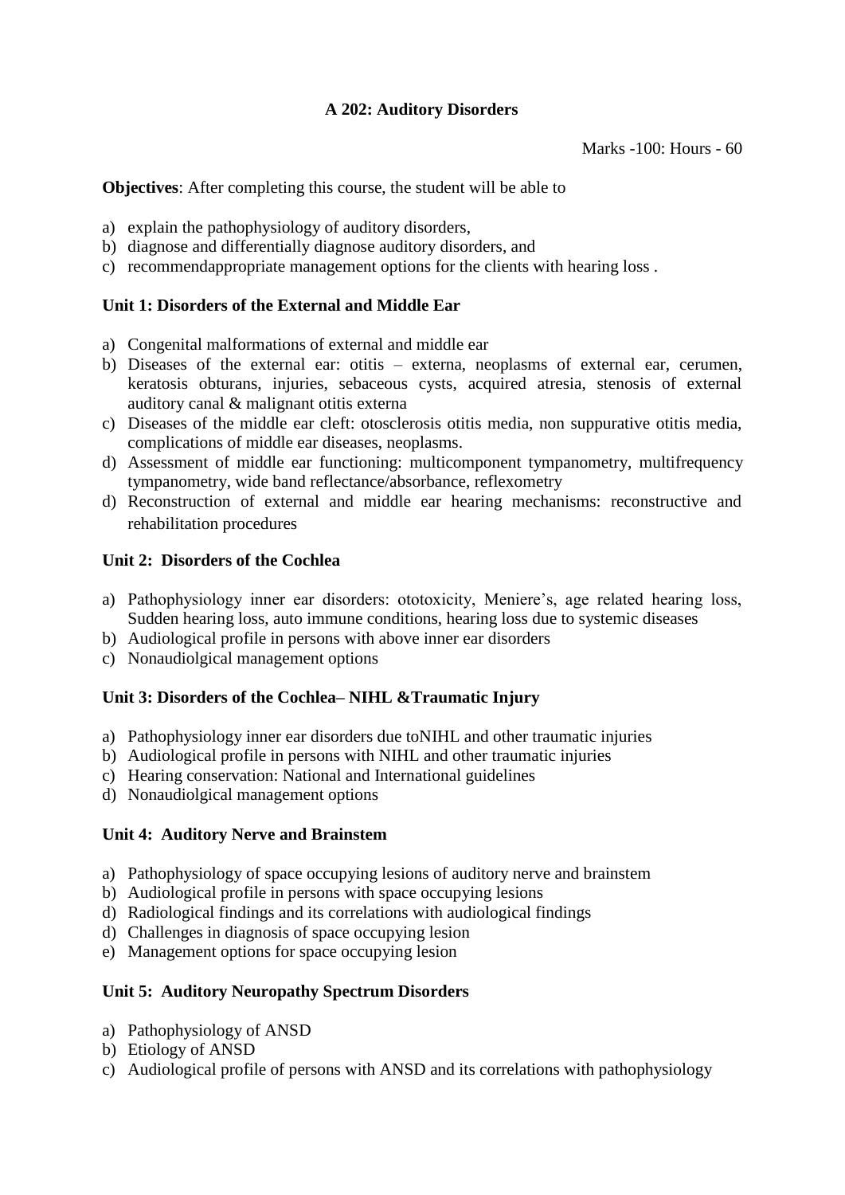**A 202: Auditory Disorders**

Marks -100: Hours - 60

**Objectives**: After completing this course, the student will be able to

a) explain the pathophysiology of auditory disorders,
b) diagnose and differentially diagnose auditory disorders, and
c) recommendappropriate management options for the clients with hearing loss .

**Unit 1: Disorders of the External and Middle Ear**

a) Congenital malformations of external and middle ear
b) Diseases of the external ear: otitis – externa, neoplasms of external ear, cerumen, keratosis obturans, injuries, sebaceous cysts, acquired atresia, stenosis of external auditory canal & malignant otitis externa
c) Diseases of the middle ear cleft: otosclerosis otitis media, non suppurative otitis media, complications of middle ear diseases, neoplasms.
d) Assessment of middle ear functioning: multicomponent tympanometry, multifrequency tympanometry, wide band reflectance/absorbance, reflexometry
d) Reconstruction of external and middle ear hearing mechanisms: reconstructive and rehabilitation procedures

**Unit 2: Disorders of the Cochlea**

a) Pathophysiology inner ear disorders: ototoxicity, Meniere's, age related hearing loss, Sudden hearing loss, auto immune conditions, hearing loss due to systemic diseases
b) Audiological profile in persons with above inner ear disorders
c) Nonaudiolgical management options

**Unit 3: Disorders of the Cochlea– NIHL &Traumatic Injury**

a) Pathophysiology inner ear disorders due toNIHL and other traumatic injuries
b) Audiological profile in persons with NIHL and other traumatic injuries
c) Hearing conservation: National and International guidelines
d) Nonaudiolgical management options

**Unit 4: Auditory Nerve and Brainstem**

a) Pathophysiology of space occupying lesions of auditory nerve and brainstem
b) Audiological profile in persons with space occupying lesions
d) Radiological findings and its correlations with audiological findings
d) Challenges in diagnosis of space occupying lesion
e) Management options for space occupying lesion

**Unit 5: Auditory Neuropathy Spectrum Disorders**

a) Pathophysiology of ANSD
b) Etiology of ANSD
c) Audiological profile of persons with ANSD and its correlations with pathophysiology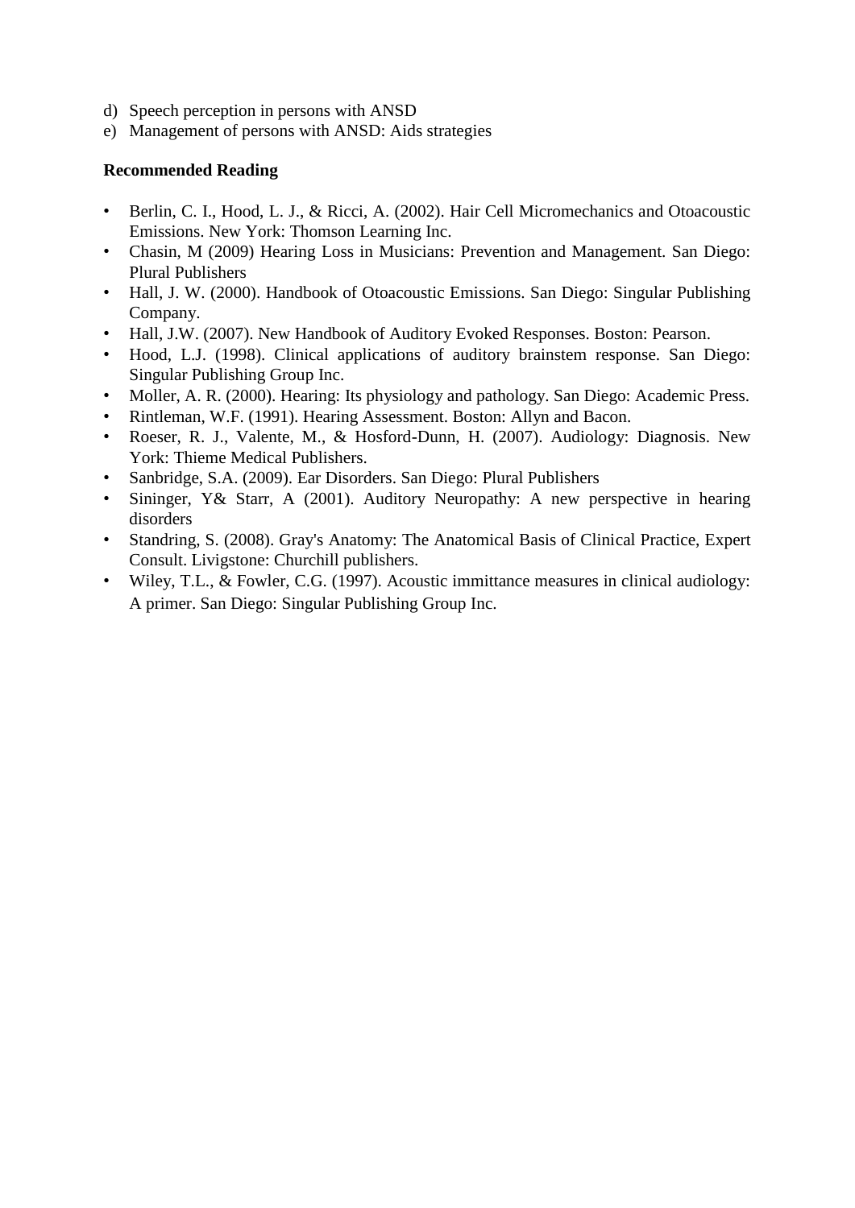d) Speech perception in persons with ANSD
e) Management of persons with ANSD: Aids strategies

**Recommended Reading**

- Berlin, C. I., Hood, L. J., & Ricci, A. (2002). Hair Cell Micromechanics and Otoacoustic Emissions. New York: Thomson Learning Inc.
- Chasin, M (2009) Hearing Loss in Musicians: Prevention and Management. San Diego: Plural Publishers
- Hall, J. W. (2000). Handbook of Otoacoustic Emissions. San Diego: Singular Publishing Company.
- Hall, J.W. (2007). New Handbook of Auditory Evoked Responses. Boston: Pearson.
- Hood, L.J. (1998). Clinical applications of auditory brainstem response. San Diego: Singular Publishing Group Inc.
- Moller, A. R. (2000). Hearing: Its physiology and pathology. San Diego: Academic Press.
- Rintleman, W.F. (1991). Hearing Assessment. Boston: Allyn and Bacon.
- Roeser, R. J., Valente, M., & Hosford-Dunn, H. (2007). Audiology: Diagnosis. New York: Thieme Medical Publishers.
- Sanbridge, S.A. (2009). Ear Disorders. San Diego: Plural Publishers
- Sininger, Y& Starr, A (2001). Auditory Neuropathy: A new perspective in hearing disorders
- Standring, S. (2008). Gray's Anatomy: The Anatomical Basis of Clinical Practice, Expert Consult. Livigstone: Churchill publishers.
- Wiley, T.L., & Fowler, C.G. (1997). Acoustic immittance measures in clinical audiology: A primer. San Diego: Singular Publishing Group Inc.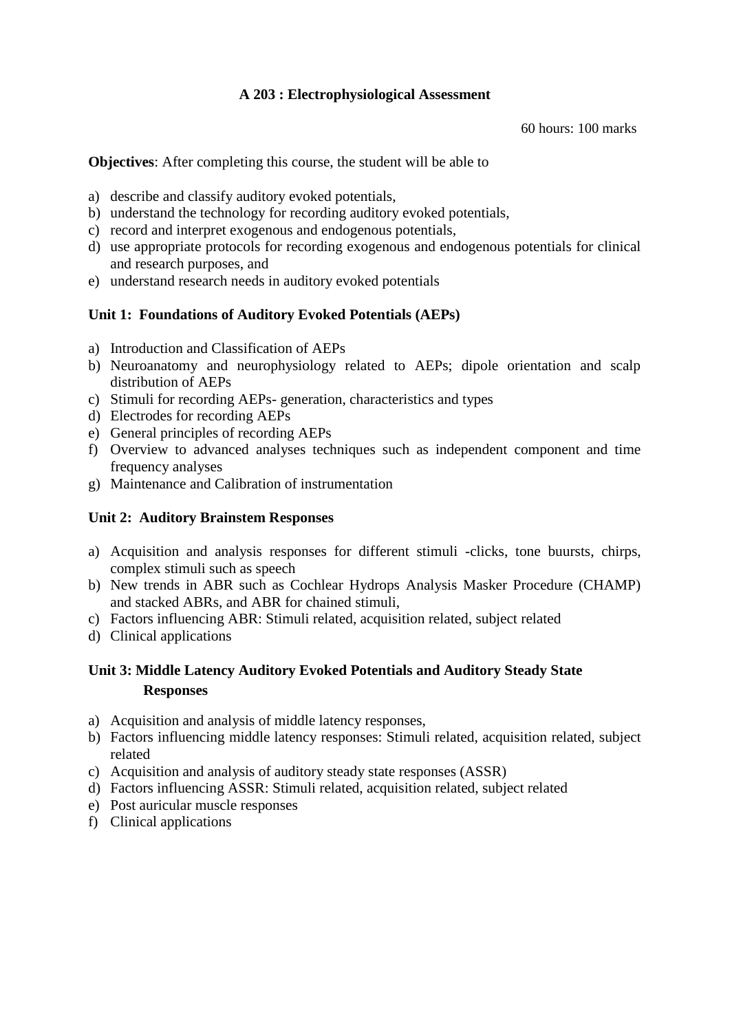## A 203 : Electrophysiological Assessment

60 hours: 100 marks

**Objectives**: After completing this course, the student will be able to

a) describe and classify auditory evoked potentials,
b) understand the technology for recording auditory evoked potentials,
c) record and interpret exogenous and endogenous potentials,
d) use appropriate protocols for recording exogenous and endogenous potentials for clinical and research purposes, and
e) understand research needs in auditory evoked potentials

### Unit 1: Foundations of Auditory Evoked Potentials (AEPs)

a) Introduction and Classification of AEPs
b) Neuroanatomy and neurophysiology related to AEPs; dipole orientation and scalp distribution of AEPs
c) Stimuli for recording AEPs- generation, characteristics and types
d) Electrodes for recording AEPs
e) General principles of recording AEPs
f) Overview to advanced analyses techniques such as independent component and time frequency analyses
g) Maintenance and Calibration of instrumentation

### Unit 2: Auditory Brainstem Responses

a) Acquisition and analysis responses for different stimuli -clicks, tone buursts, chirps, complex stimuli such as speech
b) New trends in ABR such as Cochlear Hydrops Analysis Masker Procedure (CHAMP) and stacked ABRs, and ABR for chained stimuli,
c) Factors influencing ABR: Stimuli related, acquisition related, subject related
d) Clinical applications

### Unit 3: Middle Latency Auditory Evoked Potentials and Auditory Steady State Responses

a) Acquisition and analysis of middle latency responses,
b) Factors influencing middle latency responses: Stimuli related, acquisition related, subject related
c) Acquisition and analysis of auditory steady state responses (ASSR)
d) Factors influencing ASSR: Stimuli related, acquisition related, subject related
e) Post auricular muscle responses
f) Clinical applications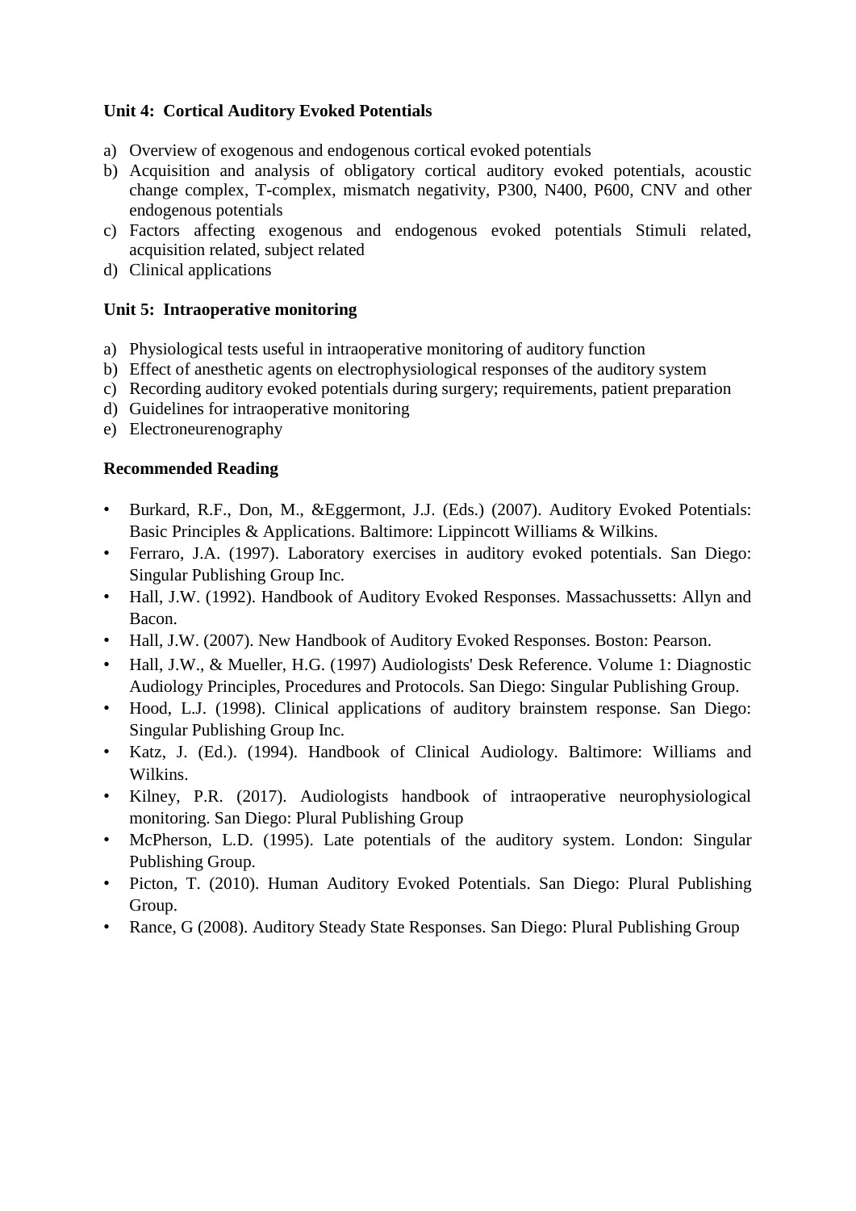**Unit 4: Cortical Auditory Evoked Potentials**

a) Overview of exogenous and endogenous cortical evoked potentials
b) Acquisition and analysis of obligatory cortical auditory evoked potentials, acoustic change complex, T-complex, mismatch negativity, P300, N400, P600, CNV and other endogenous potentials
c) Factors affecting exogenous and endogenous evoked potentials Stimuli related, acquisition related, subject related
d) Clinical applications

**Unit 5: Intraoperative monitoring**

a) Physiological tests useful in intraoperative monitoring of auditory function
b) Effect of anesthetic agents on electrophysiological responses of the auditory system
c) Recording auditory evoked potentials during surgery; requirements, patient preparation
d) Guidelines for intraoperative monitoring
e) Electroneurenography

**Recommended Reading**

- Burkard, R.F., Don, M., &Eggermont, J.J. (Eds.) (2007). Auditory Evoked Potentials: Basic Principles & Applications. Baltimore: Lippincott Williams & Wilkins.
- Ferraro, J.A. (1997). Laboratory exercises in auditory evoked potentials. San Diego: Singular Publishing Group Inc.
- Hall, J.W. (1992). Handbook of Auditory Evoked Responses. Massachussetts: Allyn and Bacon.
- Hall, J.W. (2007). New Handbook of Auditory Evoked Responses. Boston: Pearson.
- Hall, J.W., & Mueller, H.G. (1997) Audiologists' Desk Reference. Volume 1: Diagnostic Audiology Principles, Procedures and Protocols. San Diego: Singular Publishing Group.
- Hood, L.J. (1998). Clinical applications of auditory brainstem response. San Diego: Singular Publishing Group Inc.
- Katz, J. (Ed.). (1994). Handbook of Clinical Audiology. Baltimore: Williams and Wilkins.
- Kilney, P.R. (2017). Audiologists handbook of intraoperative neurophysiological monitoring. San Diego: Plural Publishing Group
- McPherson, L.D. (1995). Late potentials of the auditory system. London: Singular Publishing Group.
- Picton, T. (2010). Human Auditory Evoked Potentials. San Diego: Plural Publishing Group.
- Rance, G (2008). Auditory Steady State Responses. San Diego: Plural Publishing Group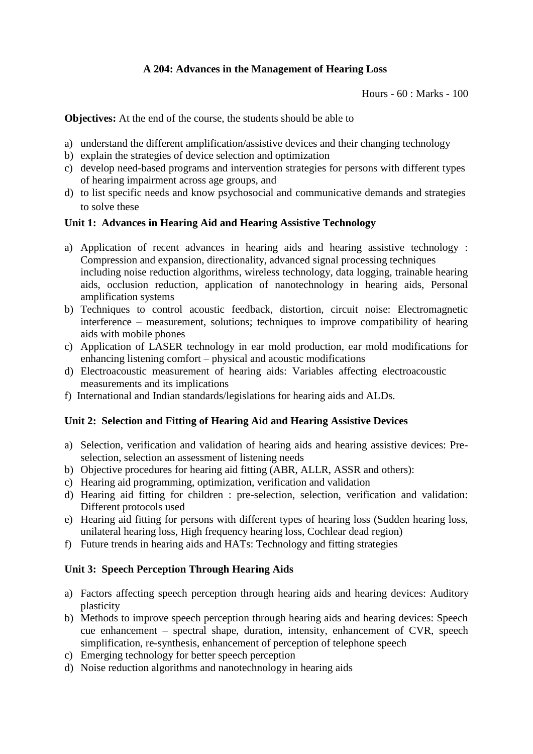## A 204: Advances in the Management of Hearing Loss

Hours - 60 : Marks - 100

**Objectives:** At the end of the course, the students should be able to

a) understand the different amplification/assistive devices and their changing technology
b) explain the strategies of device selection and optimization
c) develop need-based programs and intervention strategies for persons with different types of hearing impairment across age groups, and
d) to list specific needs and know psychosocial and communicative demands and strategies to solve these

### Unit 1: Advances in Hearing Aid and Hearing Assistive Technology

a) Application of recent advances in hearing aids and hearing assistive technology : Compression and expansion, directionality, advanced signal processing techniques including noise reduction algorithms, wireless technology, data logging, trainable hearing aids, occlusion reduction, application of nanotechnology in hearing aids, Personal amplification systems
b) Techniques to control acoustic feedback, distortion, circuit noise: Electromagnetic interference – measurement, solutions; techniques to improve compatibility of hearing aids with mobile phones
c) Application of LASER technology in ear mold production, ear mold modifications for enhancing listening comfort – physical and acoustic modifications
d) Electroacoustic measurement of hearing aids: Variables affecting electroacoustic measurements and its implications
f) International and Indian standards/legislations for hearing aids and ALDs.

### Unit 2: Selection and Fitting of Hearing Aid and Hearing Assistive Devices

a) Selection, verification and validation of hearing aids and hearing assistive devices: Pre-selection, selection an assessment of listening needs
b) Objective procedures for hearing aid fitting (ABR, ALLR, ASSR and others):
c) Hearing aid programming, optimization, verification and validation
d) Hearing aid fitting for children : pre-selection, selection, verification and validation: Different protocols used
e) Hearing aid fitting for persons with different types of hearing loss (Sudden hearing loss, unilateral hearing loss, High frequency hearing loss, Cochlear dead region)
f) Future trends in hearing aids and HATs: Technology and fitting strategies

### Unit 3: Speech Perception Through Hearing Aids

a) Factors affecting speech perception through hearing aids and hearing devices: Auditory plasticity
b) Methods to improve speech perception through hearing aids and hearing devices: Speech cue enhancement – spectral shape, duration, intensity, enhancement of CVR, speech simplification, re-synthesis, enhancement of perception of telephone speech
c) Emerging technology for better speech perception
d) Noise reduction algorithms and nanotechnology in hearing aids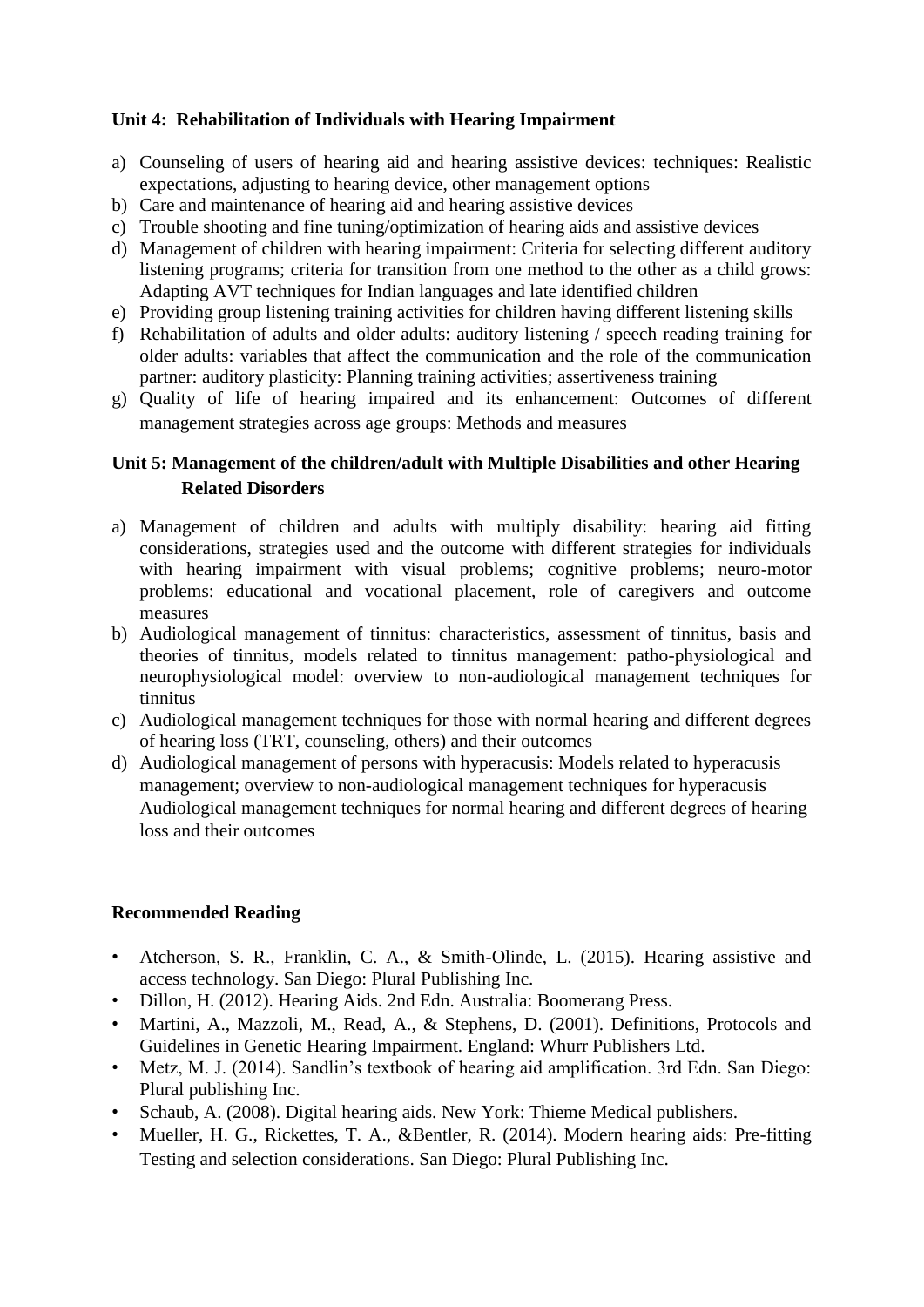**Unit 4: Rehabilitation of Individuals with Hearing Impairment**

a) Counseling of users of hearing aid and hearing assistive devices: techniques: Realistic expectations, adjusting to hearing device, other management options
b) Care and maintenance of hearing aid and hearing assistive devices
c) Trouble shooting and fine tuning/optimization of hearing aids and assistive devices
d) Management of children with hearing impairment: Criteria for selecting different auditory listening programs; criteria for transition from one method to the other as a child grows: Adapting AVT techniques for Indian languages and late identified children
e) Providing group listening training activities for children having different listening skills
f) Rehabilitation of adults and older adults: auditory listening / speech reading training for older adults: variables that affect the communication and the role of the communication partner: auditory plasticity: Planning training activities; assertiveness training
g) Quality of life of hearing impaired and its enhancement: Outcomes of different management strategies across age groups: Methods and measures

**Unit 5: Management of the children/adult with Multiple Disabilities and other Hearing Related Disorders**

a) Management of children and adults with multiply disability: hearing aid fitting considerations, strategies used and the outcome with different strategies for individuals with hearing impairment with visual problems; cognitive problems; neuro-motor problems: educational and vocational placement, role of caregivers and outcome measures
b) Audiological management of tinnitus: characteristics, assessment of tinnitus, basis and theories of tinnitus, models related to tinnitus management: patho-physiological and neurophysiological model: overview to non-audiological management techniques for tinnitus
c) Audiological management techniques for those with normal hearing and different degrees of hearing loss (TRT, counseling, others) and their outcomes
d) Audiological management of persons with hyperacusis: Models related to hyperacusis management; overview to non-audiological management techniques for hyperacusis Audiological management techniques for normal hearing and different degrees of hearing loss and their outcomes

**Recommended Reading**

- Atcherson, S. R., Franklin, C. A., & Smith-Olinde, L. (2015). Hearing assistive and access technology. San Diego: Plural Publishing Inc.
- Dillon, H. (2012). Hearing Aids. 2nd Edn. Australia: Boomerang Press.
- Martini, A., Mazzoli, M., Read, A., & Stephens, D. (2001). Definitions, Protocols and Guidelines in Genetic Hearing Impairment. England: Whurr Publishers Ltd.
- Metz, M. J. (2014). Sandlin's textbook of hearing aid amplification. 3rd Edn. San Diego: Plural publishing Inc.
- Schaub, A. (2008). Digital hearing aids. New York: Thieme Medical publishers.
- Mueller, H. G., Rickettes, T. A., &Bentler, R. (2014). Modern hearing aids: Pre-fitting Testing and selection considerations. San Diego: Plural Publishing Inc.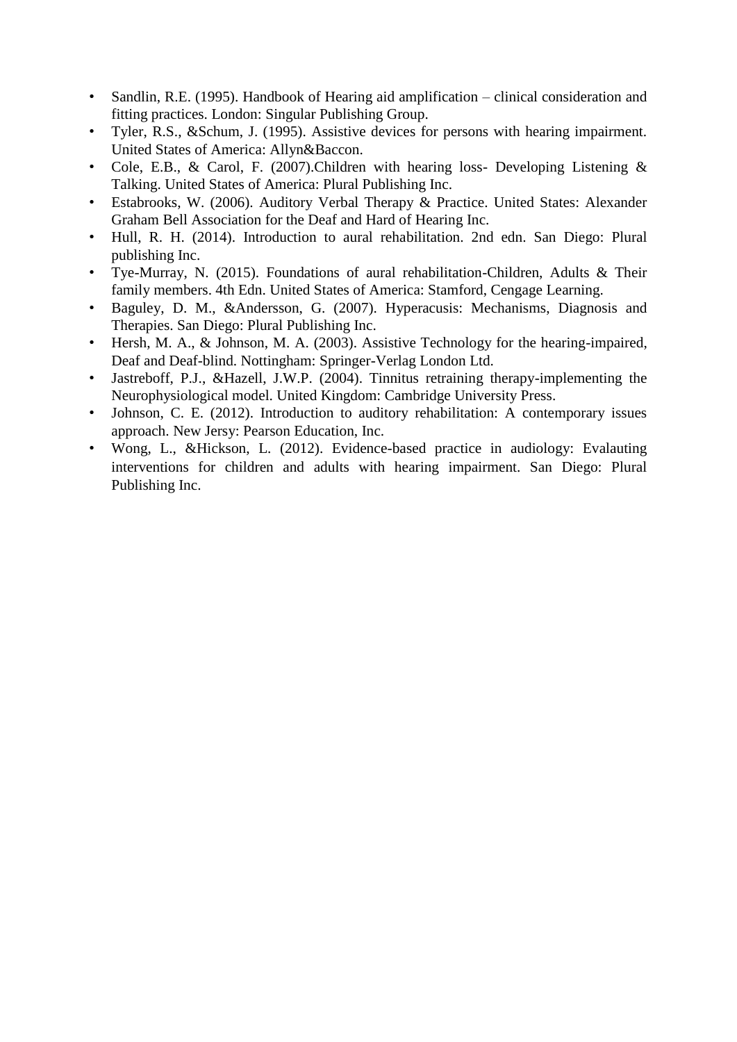- Sandlin, R.E. (1995). Handbook of Hearing aid amplification – clinical consideration and fitting practices. London: Singular Publishing Group.
- Tyler, R.S., &Schum, J. (1995). Assistive devices for persons with hearing impairment. United States of America: Allyn&Baccon.
- Cole, E.B., & Carol, F. (2007).Children with hearing loss- Developing Listening & Talking. United States of America: Plural Publishing Inc.
- Estabrooks, W. (2006). Auditory Verbal Therapy & Practice. United States: Alexander Graham Bell Association for the Deaf and Hard of Hearing Inc.
- Hull, R. H. (2014). Introduction to aural rehabilitation. 2nd edn. San Diego: Plural publishing Inc.
- Tye-Murray, N. (2015). Foundations of aural rehabilitation-Children, Adults & Their family members. 4th Edn. United States of America: Stamford, Cengage Learning.
- Baguley, D. M., &Andersson, G. (2007). Hyperacusis: Mechanisms, Diagnosis and Therapies. San Diego: Plural Publishing Inc.
- Hersh, M. A., & Johnson, M. A. (2003). Assistive Technology for the hearing-impaired, Deaf and Deaf-blind. Nottingham: Springer-Verlag London Ltd.
- Jastreboff, P.J., &Hazell, J.W.P. (2004). Tinnitus retraining therapy-implementing the Neurophysiological model. United Kingdom: Cambridge University Press.
- Johnson, C. E. (2012). Introduction to auditory rehabilitation: A contemporary issues approach. New Jersy: Pearson Education, Inc.
- Wong, L., &Hickson, L. (2012). Evidence-based practice in audiology: Evalauting interventions for children and adults with hearing impairment. San Diego: Plural Publishing Inc.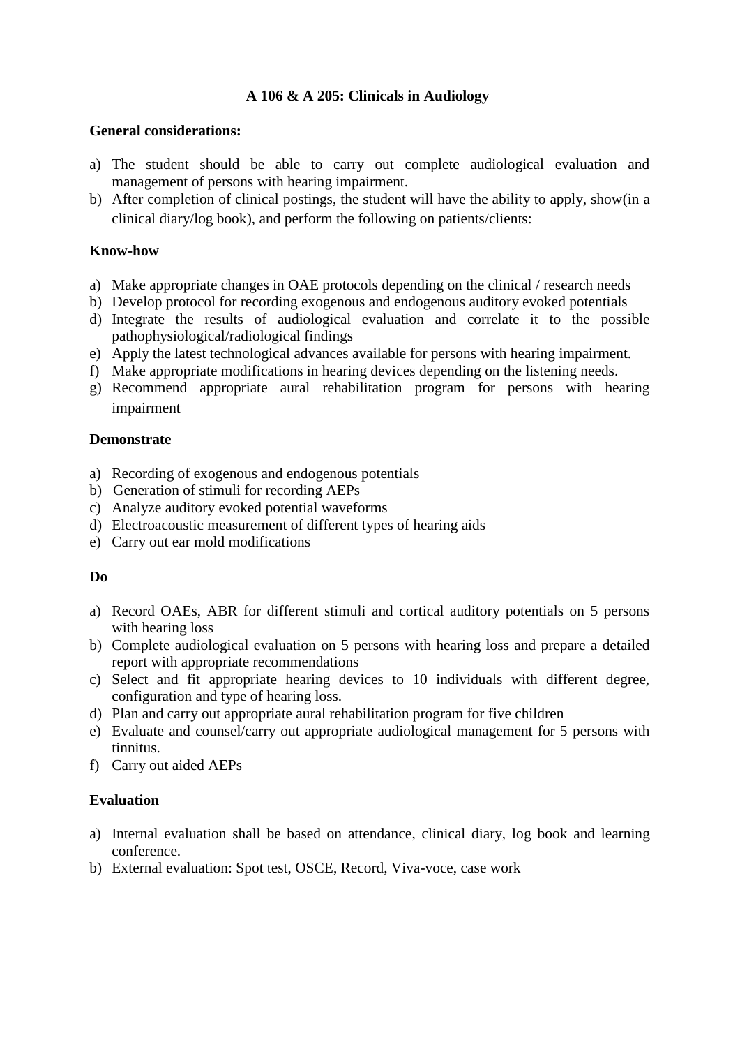## A 106 & A 205: Clinicals in Audiology

**General considerations:**

a) The student should be able to carry out complete audiological evaluation and management of persons with hearing impairment.
b) After completion of clinical postings, the student will have the ability to apply, show(in a clinical diary/log book), and perform the following on patients/clients:

**Know-how**

a) Make appropriate changes in OAE protocols depending on the clinical / research needs
b) Develop protocol for recording exogenous and endogenous auditory evoked potentials
d) Integrate the results of audiological evaluation and correlate it to the possible pathophysiological/radiological findings
e) Apply the latest technological advances available for persons with hearing impairment.
f) Make appropriate modifications in hearing devices depending on the listening needs.
g) Recommend appropriate aural rehabilitation program for persons with hearing impairment

**Demonstrate**

a) Recording of exogenous and endogenous potentials
b) Generation of stimuli for recording AEPs
c) Analyze auditory evoked potential waveforms
d) Electroacoustic measurement of different types of hearing aids
e) Carry out ear mold modifications

**Do**

a) Record OAEs, ABR for different stimuli and cortical auditory potentials on 5 persons with hearing loss
b) Complete audiological evaluation on 5 persons with hearing loss and prepare a detailed report with appropriate recommendations
c) Select and fit appropriate hearing devices to 10 individuals with different degree, configuration and type of hearing loss.
d) Plan and carry out appropriate aural rehabilitation program for five children
e) Evaluate and counsel/carry out appropriate audiological management for 5 persons with tinnitus.
f) Carry out aided AEPs

**Evaluation**

a) Internal evaluation shall be based on attendance, clinical diary, log book and learning conference.
b) External evaluation: Spot test, OSCE, Record, Viva-voce, case work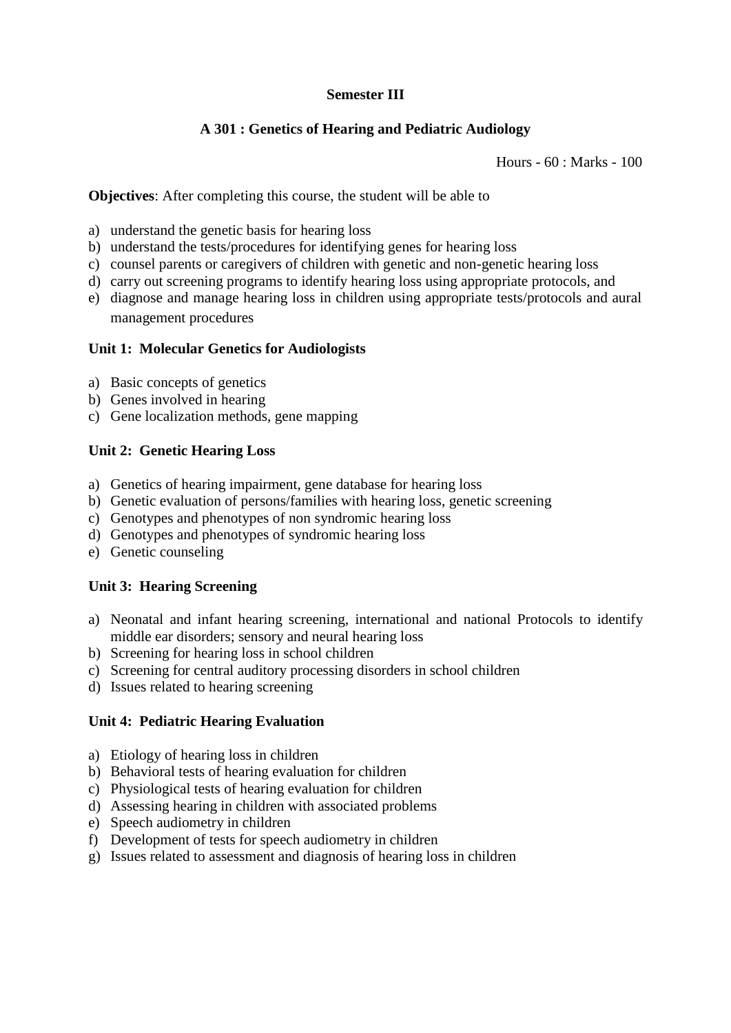**Semester III**

**A 301 : Genetics of Hearing and Pediatric Audiology**

Hours - 60 : Marks - 100

**Objectives**: After completing this course, the student will be able to

a) understand the genetic basis for hearing loss
b) understand the tests/procedures for identifying genes for hearing loss
c) counsel parents or caregivers of children with genetic and non-genetic hearing loss
d) carry out screening programs to identify hearing loss using appropriate protocols, and
e) diagnose and manage hearing loss in children using appropriate tests/protocols and aural management procedures

**Unit 1: Molecular Genetics for Audiologists**

a) Basic concepts of genetics
b) Genes involved in hearing
c) Gene localization methods, gene mapping

**Unit 2: Genetic Hearing Loss**

a) Genetics of hearing impairment, gene database for hearing loss
b) Genetic evaluation of persons/families with hearing loss, genetic screening
c) Genotypes and phenotypes of non syndromic hearing loss
d) Genotypes and phenotypes of syndromic hearing loss
e) Genetic counseling

**Unit 3: Hearing Screening**

a) Neonatal and infant hearing screening, international and national Protocols to identify middle ear disorders; sensory and neural hearing loss
b) Screening for hearing loss in school children
c) Screening for central auditory processing disorders in school children
d) Issues related to hearing screening

**Unit 4: Pediatric Hearing Evaluation**

a) Etiology of hearing loss in children
b) Behavioral tests of hearing evaluation for children
c) Physiological tests of hearing evaluation for children
d) Assessing hearing in children with associated problems
e) Speech audiometry in children
f) Development of tests for speech audiometry in children
g) Issues related to assessment and diagnosis of hearing loss in children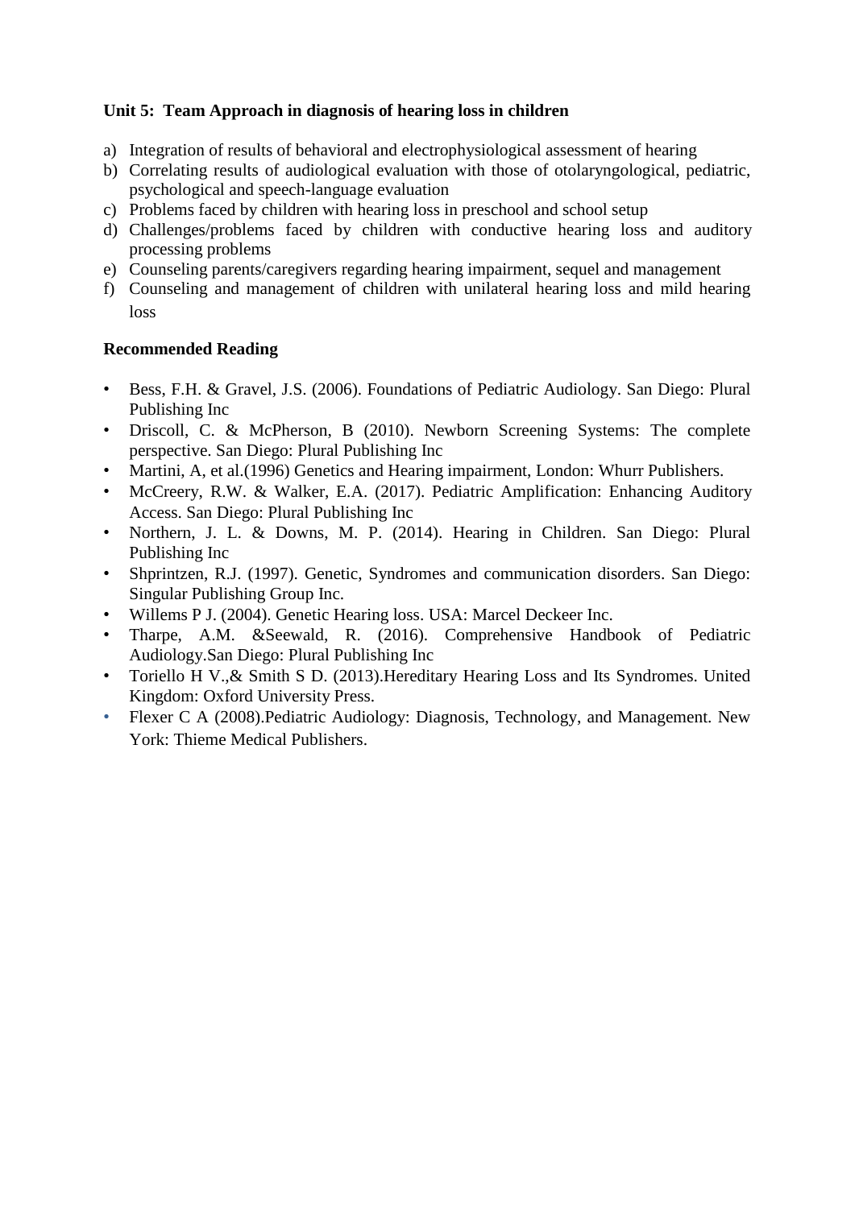**Unit 5: Team Approach in diagnosis of hearing loss in children**

a) Integration of results of behavioral and electrophysiological assessment of hearing
b) Correlating results of audiological evaluation with those of otolaryngological, pediatric, psychological and speech-language evaluation
c) Problems faced by children with hearing loss in preschool and school setup
d) Challenges/problems faced by children with conductive hearing loss and auditory processing problems
e) Counseling parents/caregivers regarding hearing impairment, sequel and management
f) Counseling and management of children with unilateral hearing loss and mild hearing loss

**Recommended Reading**

- Bess, F.H. & Gravel, J.S. (2006). Foundations of Pediatric Audiology. San Diego: Plural Publishing Inc
- Driscoll, C. & McPherson, B (2010). Newborn Screening Systems: The complete perspective. San Diego: Plural Publishing Inc
- Martini, A, et al.(1996) Genetics and Hearing impairment, London: Whurr Publishers.
- McCreery, R.W. & Walker, E.A. (2017). Pediatric Amplification: Enhancing Auditory Access. San Diego: Plural Publishing Inc
- Northern, J. L. & Downs, M. P. (2014). Hearing in Children. San Diego: Plural Publishing Inc
- Shprintzen, R.J. (1997). Genetic, Syndromes and communication disorders. San Diego: Singular Publishing Group Inc.
- Willems P J. (2004). Genetic Hearing loss. USA: Marcel Deckeer Inc.
- Tharpe, A.M. &Seewald, R. (2016). Comprehensive Handbook of Pediatric Audiology.San Diego: Plural Publishing Inc
- Toriello H V.,& Smith S D. (2013).Hereditary Hearing Loss and Its Syndromes. United Kingdom: Oxford University Press.
- Flexer C A (2008).Pediatric Audiology: Diagnosis, Technology, and Management. New York: Thieme Medical Publishers.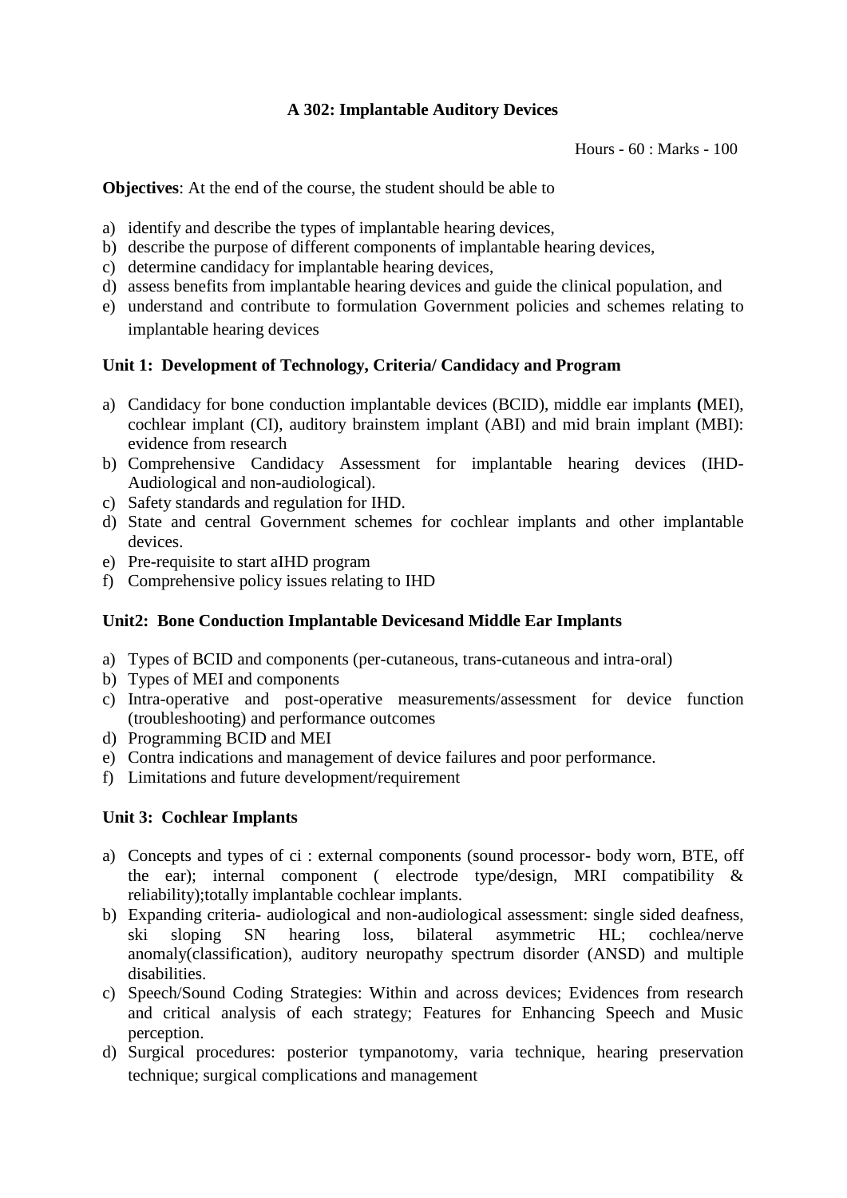**A 302: Implantable Auditory Devices**

Hours - 60 : Marks - 100

**Objectives**: At the end of the course, the student should be able to

a) identify and describe the types of implantable hearing devices,
b) describe the purpose of different components of implantable hearing devices,
c) determine candidacy for implantable hearing devices,
d) assess benefits from implantable hearing devices and guide the clinical population, and
e) understand and contribute to formulation Government policies and schemes relating to implantable hearing devices

**Unit 1: Development of Technology, Criteria/ Candidacy and Program**

a) Candidacy for bone conduction implantable devices (BCID), middle ear implants **(**MEI), cochlear implant (CI), auditory brainstem implant (ABI) and mid brain implant (MBI): evidence from research
b) Comprehensive Candidacy Assessment for implantable hearing devices (IHD- Audiological and non-audiological).
c) Safety standards and regulation for IHD.
d) State and central Government schemes for cochlear implants and other implantable devices.
e) Pre-requisite to start aIHD program
f) Comprehensive policy issues relating to IHD

**Unit2: Bone Conduction Implantable Devicesand Middle Ear Implants**

a) Types of BCID and components (per-cutaneous, trans-cutaneous and intra-oral)
b) Types of MEI and components
c) Intra-operative and post-operative measurements/assessment for device function (troubleshooting) and performance outcomes
d) Programming BCID and MEI
e) Contra indications and management of device failures and poor performance.
f) Limitations and future development/requirement

**Unit 3: Cochlear Implants**

a) Concepts and types of ci : external components (sound processor- body worn, BTE, off the ear); internal component ( electrode type/design, MRI compatibility & reliability);totally implantable cochlear implants.
b) Expanding criteria- audiological and non-audiological assessment: single sided deafness, ski sloping SN hearing loss, bilateral asymmetric HL; cochlea/nerve anomaly(classification), auditory neuropathy spectrum disorder (ANSD) and multiple disabilities.
c) Speech/Sound Coding Strategies: Within and across devices; Evidences from research and critical analysis of each strategy; Features for Enhancing Speech and Music perception.
d) Surgical procedures: posterior tympanotomy, varia technique, hearing preservation technique; surgical complications and management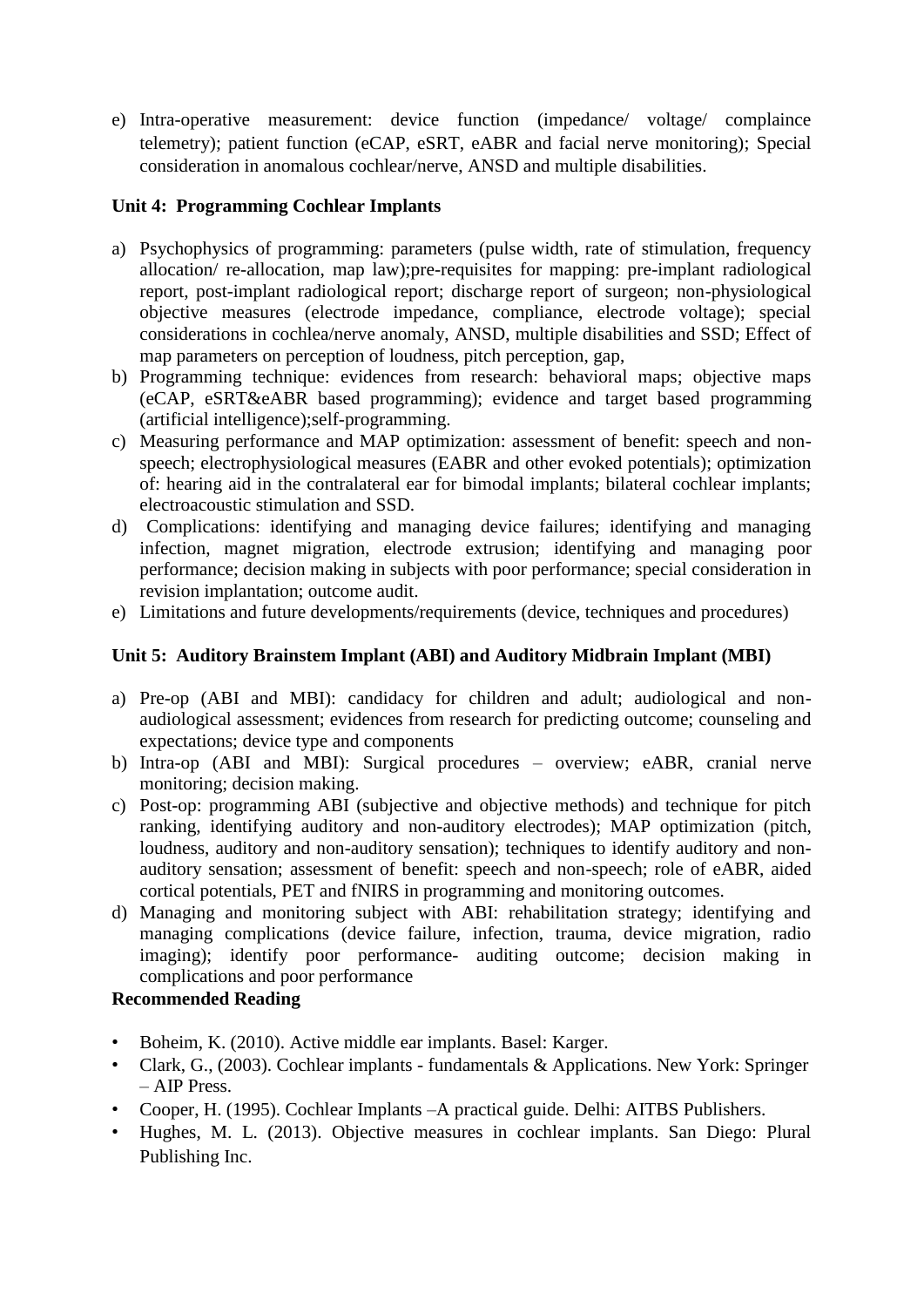e) Intra-operative measurement: device function (impedance/ voltage/ complaince telemetry); patient function (eCAP, eSRT, eABR and facial nerve monitoring); Special consideration in anomalous cochlear/nerve, ANSD and multiple disabilities.

**Unit 4: Programming Cochlear Implants**

a) Psychophysics of programming: parameters (pulse width, rate of stimulation, frequency allocation/ re-allocation, map law);pre-requisites for mapping: pre-implant radiological report, post-implant radiological report; discharge report of surgeon; non-physiological objective measures (electrode impedance, compliance, electrode voltage); special considerations in cochlea/nerve anomaly, ANSD, multiple disabilities and SSD; Effect of map parameters on perception of loudness, pitch perception, gap,
b) Programming technique: evidences from research: behavioral maps; objective maps (eCAP, eSRT&eABR based programming); evidence and target based programming (artificial intelligence);self-programming.
c) Measuring performance and MAP optimization: assessment of benefit: speech and non-speech; electrophysiological measures (EABR and other evoked potentials); optimization of: hearing aid in the contralateral ear for bimodal implants; bilateral cochlear implants; electroacoustic stimulation and SSD.
d) Complications: identifying and managing device failures; identifying and managing infection, magnet migration, electrode extrusion; identifying and managing poor performance; decision making in subjects with poor performance; special consideration in revision implantation; outcome audit.
e) Limitations and future developments/requirements (device, techniques and procedures)

**Unit 5: Auditory Brainstem Implant (ABI) and Auditory Midbrain Implant (MBI)**

a) Pre-op (ABI and MBI): candidacy for children and adult; audiological and non-audiological assessment; evidences from research for predicting outcome; counseling and expectations; device type and components
b) Intra-op (ABI and MBI): Surgical procedures – overview; eABR, cranial nerve monitoring; decision making.
c) Post-op: programming ABI (subjective and objective methods) and technique for pitch ranking, identifying auditory and non-auditory electrodes); MAP optimization (pitch, loudness, auditory and non-auditory sensation); techniques to identify auditory and non-auditory sensation; assessment of benefit: speech and non-speech; role of eABR, aided cortical potentials, PET and fNIRS in programming and monitoring outcomes.
d) Managing and monitoring subject with ABI: rehabilitation strategy; identifying and managing complications (device failure, infection, trauma, device migration, radio imaging); identify poor performance- auditing outcome; decision making in complications and poor performance

**Recommended Reading**

- Boheim, K. (2010). Active middle ear implants. Basel: Karger.
- Clark, G., (2003). Cochlear implants - fundamentals & Applications. New York: Springer – AIP Press.
- Cooper, H. (1995). Cochlear Implants –A practical guide. Delhi: AITBS Publishers.
- Hughes, M. L. (2013). Objective measures in cochlear implants. San Diego: Plural Publishing Inc.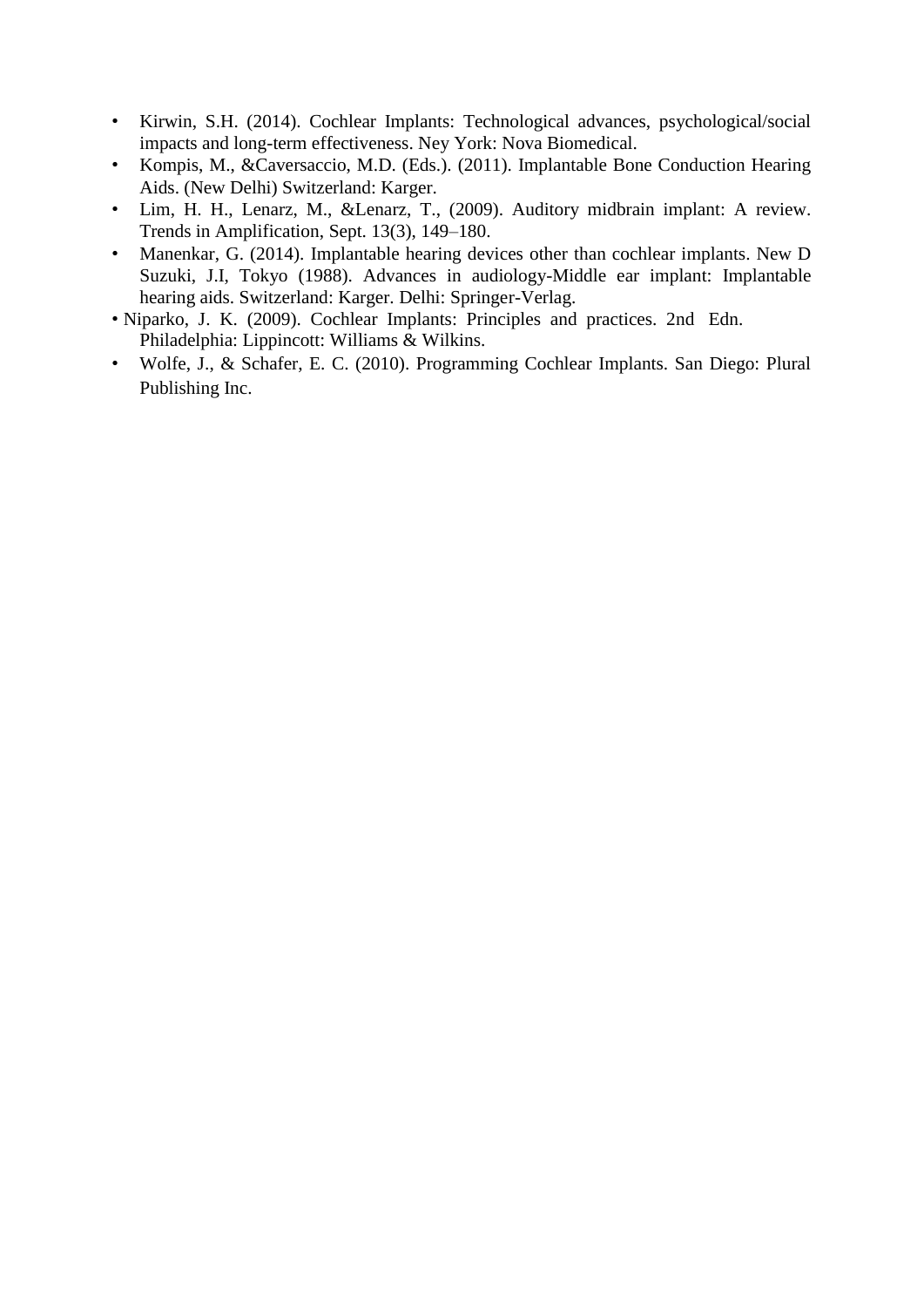- Kirwin, S.H. (2014). Cochlear Implants: Technological advances, psychological/social impacts and long-term effectiveness. Ney York: Nova Biomedical.
- Kompis, M., &Caversaccio, M.D. (Eds.). (2011). Implantable Bone Conduction Hearing Aids. (New Delhi) Switzerland: Karger.
- Lim, H. H., Lenarz, M., &Lenarz, T., (2009). Auditory midbrain implant: A review. Trends in Amplification, Sept. 13(3), 149–180.
- Manenkar, G. (2014). Implantable hearing devices other than cochlear implants. New D Suzuki, J.I, Tokyo (1988). Advances in audiology-Middle ear implant: Implantable hearing aids. Switzerland: Karger. Delhi: Springer-Verlag.
- Niparko, J. K. (2009). Cochlear Implants: Principles and practices. 2nd Edn. Philadelphia: Lippincott: Williams & Wilkins.
- Wolfe, J., & Schafer, E. C. (2010). Programming Cochlear Implants. San Diego: Plural Publishing Inc.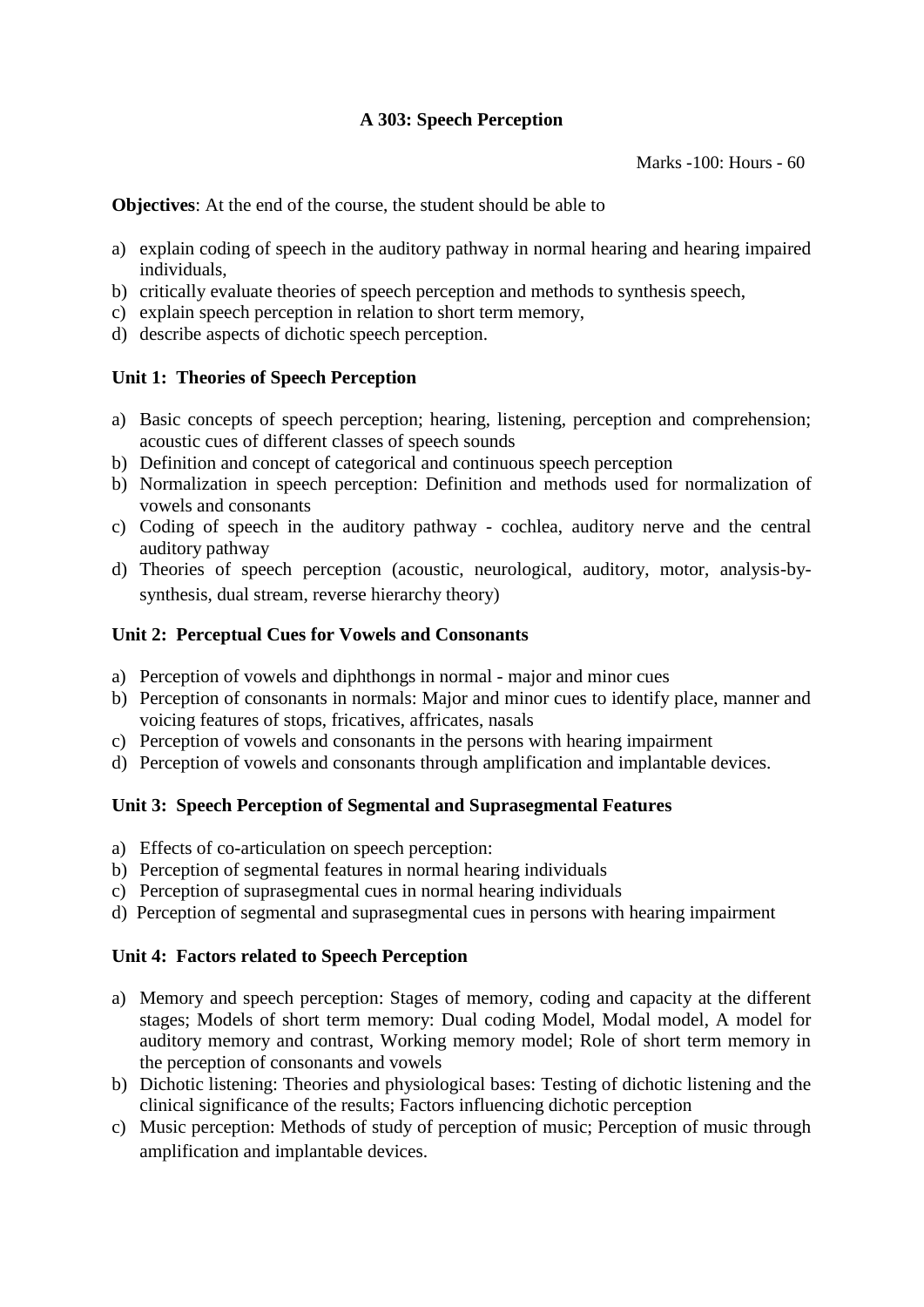# A 303: Speech Perception

Marks -100: Hours - 60

**Objectives**: At the end of the course, the student should be able to

a) explain coding of speech in the auditory pathway in normal hearing and hearing impaired individuals,
b) critically evaluate theories of speech perception and methods to synthesis speech,
c) explain speech perception in relation to short term memory,
d) describe aspects of dichotic speech perception.

## Unit 1: Theories of Speech Perception

a) Basic concepts of speech perception; hearing, listening, perception and comprehension; acoustic cues of different classes of speech sounds
b) Definition and concept of categorical and continuous speech perception
b) Normalization in speech perception: Definition and methods used for normalization of vowels and consonants
c) Coding of speech in the auditory pathway - cochlea, auditory nerve and the central auditory pathway
d) Theories of speech perception (acoustic, neurological, auditory, motor, analysis-by-synthesis, dual stream, reverse hierarchy theory)

## Unit 2: Perceptual Cues for Vowels and Consonants

a) Perception of vowels and diphthongs in normal - major and minor cues
b) Perception of consonants in normals: Major and minor cues to identify place, manner and voicing features of stops, fricatives, affricates, nasals
c) Perception of vowels and consonants in the persons with hearing impairment
d) Perception of vowels and consonants through amplification and implantable devices.

## Unit 3: Speech Perception of Segmental and Suprasegmental Features

a) Effects of co-articulation on speech perception:
b) Perception of segmental features in normal hearing individuals
c) Perception of suprasegmental cues in normal hearing individuals
d) Perception of segmental and suprasegmental cues in persons with hearing impairment

## Unit 4: Factors related to Speech Perception

a) Memory and speech perception: Stages of memory, coding and capacity at the different stages; Models of short term memory: Dual coding Model, Modal model, A model for auditory memory and contrast, Working memory model; Role of short term memory in the perception of consonants and vowels
b) Dichotic listening: Theories and physiological bases: Testing of dichotic listening and the clinical significance of the results; Factors influencing dichotic perception
c) Music perception: Methods of study of perception of music; Perception of music through amplification and implantable devices.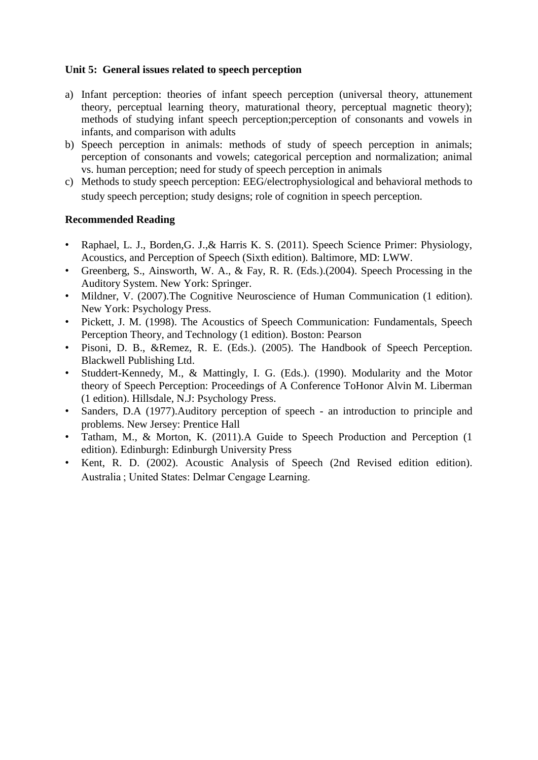**Unit 5: General issues related to speech perception**

a) Infant perception: theories of infant speech perception (universal theory, attunement theory, perceptual learning theory, maturational theory, perceptual magnetic theory); methods of studying infant speech perception;perception of consonants and vowels in infants, and comparison with adults
b) Speech perception in animals: methods of study of speech perception in animals; perception of consonants and vowels; categorical perception and normalization; animal vs. human perception; need for study of speech perception in animals
c) Methods to study speech perception: EEG/electrophysiological and behavioral methods to study speech perception; study designs; role of cognition in speech perception.

**Recommended Reading**

- Raphael, L. J., Borden,G. J.,& Harris K. S. (2011). Speech Science Primer: Physiology, Acoustics, and Perception of Speech (Sixth edition). Baltimore, MD: LWW.
- Greenberg, S., Ainsworth, W. A., & Fay, R. R. (Eds.).(2004). Speech Processing in the Auditory System. New York: Springer.
- Mildner, V. (2007).The Cognitive Neuroscience of Human Communication (1 edition). New York: Psychology Press.
- Pickett, J. M. (1998). The Acoustics of Speech Communication: Fundamentals, Speech Perception Theory, and Technology (1 edition). Boston: Pearson
- Pisoni, D. B., &Remez, R. E. (Eds.). (2005). The Handbook of Speech Perception. Blackwell Publishing Ltd.
- Studdert-Kennedy, M., & Mattingly, I. G. (Eds.). (1990). Modularity and the Motor theory of Speech Perception: Proceedings of A Conference ToHonor Alvin M. Liberman (1 edition). Hillsdale, N.J: Psychology Press.
- Sanders, D.A (1977).Auditory perception of speech - an introduction to principle and problems. New Jersey: Prentice Hall
- Tatham, M., & Morton, K. (2011).A Guide to Speech Production and Perception (1 edition). Edinburgh: Edinburgh University Press
- Kent, R. D. (2002). Acoustic Analysis of Speech (2nd Revised edition edition). Australia ; United States: Delmar Cengage Learning.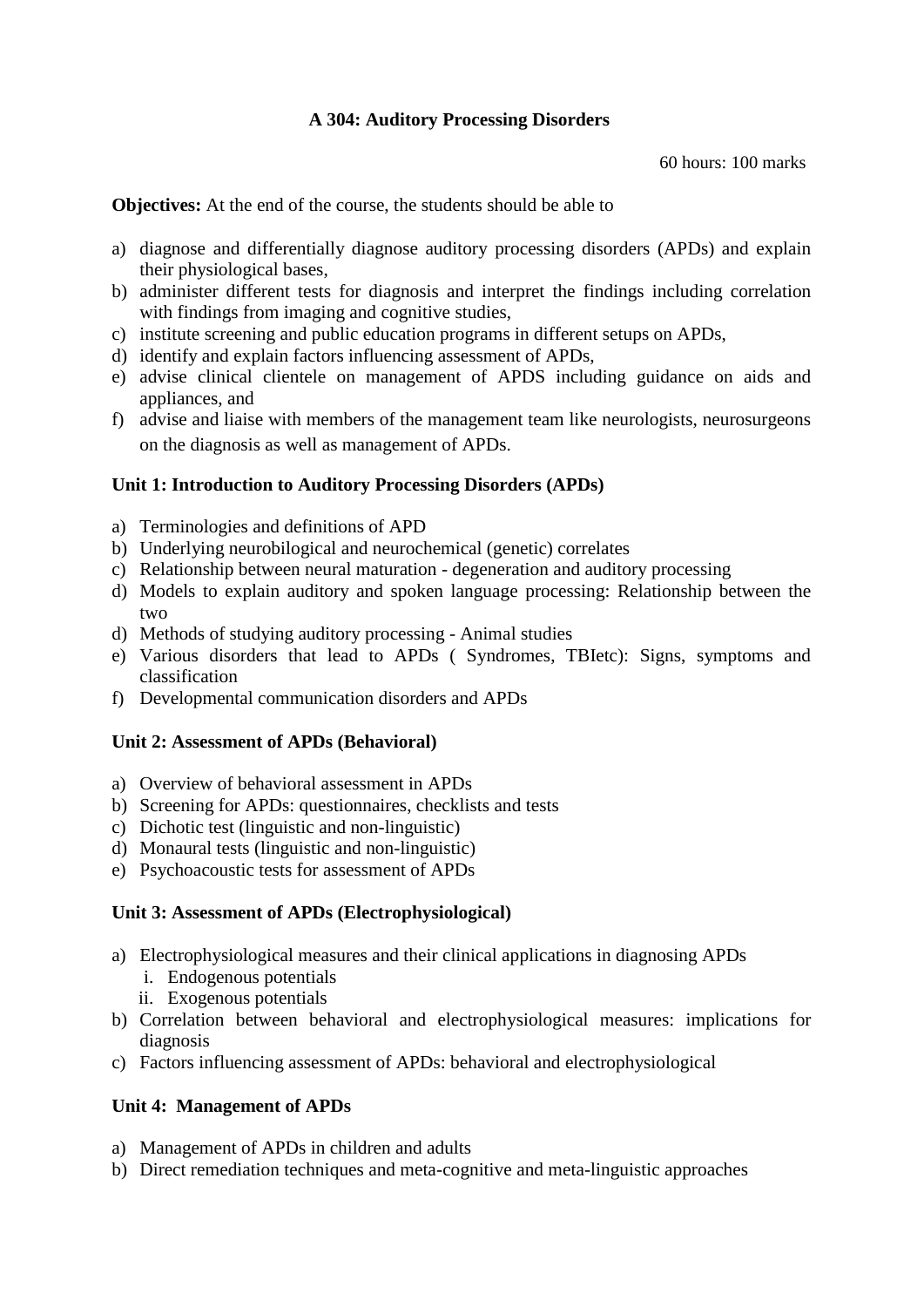## A 304: Auditory Processing Disorders

60 hours: 100 marks

**Objectives:** At the end of the course, the students should be able to

a) diagnose and differentially diagnose auditory processing disorders (APDs) and explain their physiological bases,
b) administer different tests for diagnosis and interpret the findings including correlation with findings from imaging and cognitive studies,
c) institute screening and public education programs in different setups on APDs,
d) identify and explain factors influencing assessment of APDs,
e) advise clinical clientele on management of APDS including guidance on aids and appliances, and
f) advise and liaise with members of the management team like neurologists, neurosurgeons on the diagnosis as well as management of APDs.

### Unit 1: Introduction to Auditory Processing Disorders (APDs)

a) Terminologies and definitions of APD
b) Underlying neurobilogical and neurochemical (genetic) correlates
c) Relationship between neural maturation - degeneration and auditory processing
d) Models to explain auditory and spoken language processing: Relationship between the two
d) Methods of studying auditory processing - Animal studies
e) Various disorders that lead to APDs ( Syndromes, TBIetc): Signs, symptoms and classification
f) Developmental communication disorders and APDs

### Unit 2: Assessment of APDs (Behavioral)

a) Overview of behavioral assessment in APDs
b) Screening for APDs: questionnaires, checklists and tests
c) Dichotic test (linguistic and non-linguistic)
d) Monaural tests (linguistic and non-linguistic)
e) Psychoacoustic tests for assessment of APDs

### Unit 3: Assessment of APDs (Electrophysiological)

a) Electrophysiological measures and their clinical applications in diagnosing APDs
   i. Endogenous potentials
   ii. Exogenous potentials
b) Correlation between behavioral and electrophysiological measures: implications for diagnosis
c) Factors influencing assessment of APDs: behavioral and electrophysiological

### Unit 4: Management of APDs

a) Management of APDs in children and adults
b) Direct remediation techniques and meta-cognitive and meta-linguistic approaches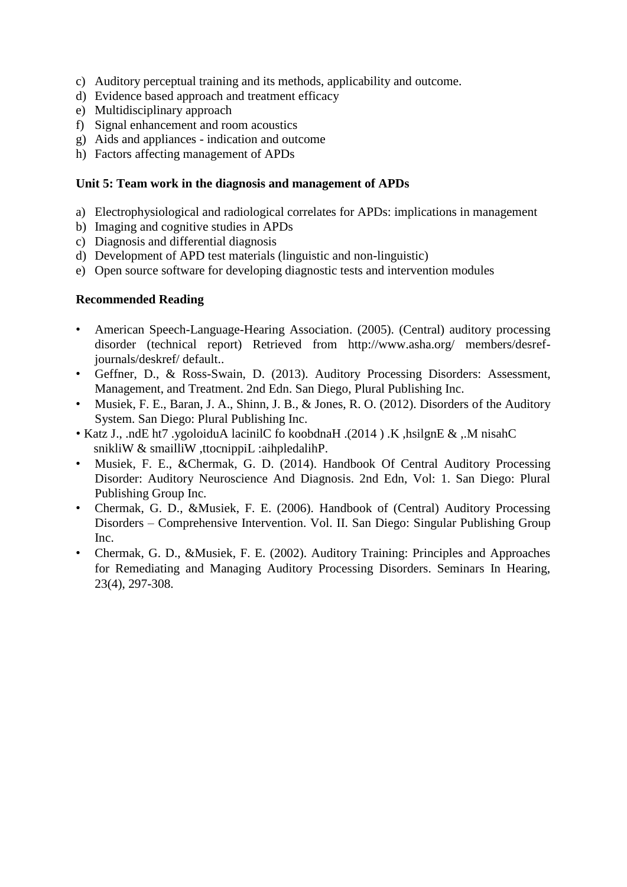c) Auditory perceptual training and its methods, applicability and outcome.
d) Evidence based approach and treatment efficacy
e) Multidisciplinary approach
f) Signal enhancement and room acoustics
g) Aids and appliances - indication and outcome
h) Factors affecting management of APDs

**Unit 5: Team work in the diagnosis and management of APDs**

a) Electrophysiological and radiological correlates for APDs: implications in management
b) Imaging and cognitive studies in APDs
c) Diagnosis and differential diagnosis
d) Development of APD test materials (linguistic and non-linguistic)
e) Open source software for developing diagnostic tests and intervention modules

**Recommended Reading**

- American Speech-Language-Hearing Association. (2005). (Central) auditory processing disorder (technical report) Retrieved from http://www.asha.org/ members/desref-journals/deskref/ default..
- Geffner, D., & Ross-Swain, D. (2013). Auditory Processing Disorders: Assessment, Management, and Treatment. 2nd Edn. San Diego, Plural Publishing Inc.
- Musiek, F. E., Baran, J. A., Shinn, J. B., & Jones, R. O. (2012). Disorders of the Auditory System. San Diego: Plural Publishing Inc.
- Katz J., .ndE ht7 .ygoloiduA lacinilC fo koobdnaH .(2014 ) .K ,hsilgnE & ,.M nisahC snikliW & smailliW ,ttocnippiL :aihpledalihP.
- Musiek, F. E., &Chermak, G. D. (2014). Handbook Of Central Auditory Processing Disorder: Auditory Neuroscience And Diagnosis. 2nd Edn, Vol: 1. San Diego: Plural Publishing Group Inc.
- Chermak, G. D., &Musiek, F. E. (2006). Handbook of (Central) Auditory Processing Disorders – Comprehensive Intervention. Vol. II. San Diego: Singular Publishing Group Inc.
- Chermak, G. D., &Musiek, F. E. (2002). Auditory Training: Principles and Approaches for Remediating and Managing Auditory Processing Disorders. Seminars In Hearing, 23(4), 297-308.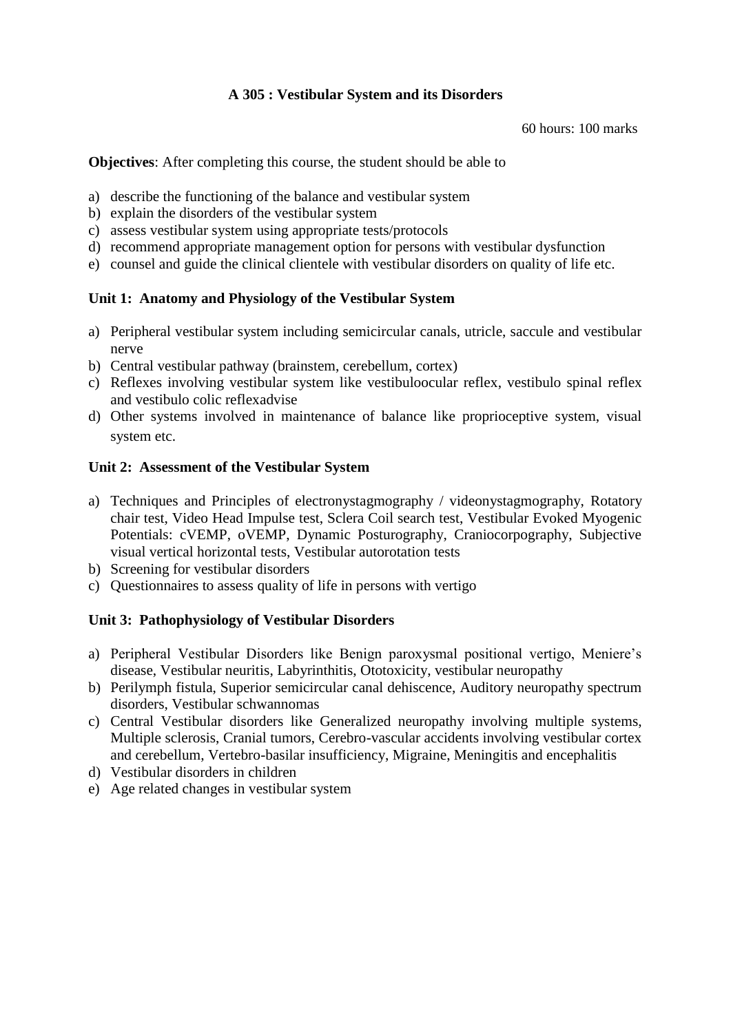## A 305 : Vestibular System and its Disorders

60 hours: 100 marks

**Objectives**: After completing this course, the student should be able to

a) describe the functioning of the balance and vestibular system
b) explain the disorders of the vestibular system
c) assess vestibular system using appropriate tests/protocols
d) recommend appropriate management option for persons with vestibular dysfunction
e) counsel and guide the clinical clientele with vestibular disorders on quality of life etc.

### Unit 1: Anatomy and Physiology of the Vestibular System

a) Peripheral vestibular system including semicircular canals, utricle, saccule and vestibular nerve
b) Central vestibular pathway (brainstem, cerebellum, cortex)
c) Reflexes involving vestibular system like vestibuloocular reflex, vestibulo spinal reflex and vestibulo colic reflexadvise
d) Other systems involved in maintenance of balance like proprioceptive system, visual system etc.

### Unit 2: Assessment of the Vestibular System

a) Techniques and Principles of electronystagmography / videonystagmography, Rotatory chair test, Video Head Impulse test, Sclera Coil search test, Vestibular Evoked Myogenic Potentials: cVEMP, oVEMP, Dynamic Posturography, Craniocorpography, Subjective visual vertical horizontal tests, Vestibular autorotation tests
b) Screening for vestibular disorders
c) Questionnaires to assess quality of life in persons with vertigo

### Unit 3: Pathophysiology of Vestibular Disorders

a) Peripheral Vestibular Disorders like Benign paroxysmal positional vertigo, Meniere's disease, Vestibular neuritis, Labyrinthitis, Ototoxicity, vestibular neuropathy
b) Perilymph fistula, Superior semicircular canal dehiscence, Auditory neuropathy spectrum disorders, Vestibular schwannomas
c) Central Vestibular disorders like Generalized neuropathy involving multiple systems, Multiple sclerosis, Cranial tumors, Cerebro-vascular accidents involving vestibular cortex and cerebellum, Vertebro-basilar insufficiency, Migraine, Meningitis and encephalitis
d) Vestibular disorders in children
e) Age related changes in vestibular system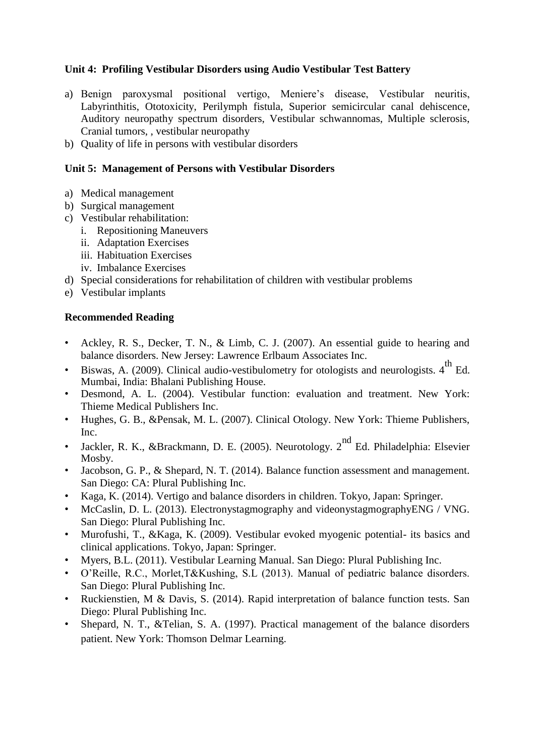**Unit 4: Profiling Vestibular Disorders using Audio Vestibular Test Battery**

a) Benign paroxysmal positional vertigo, Meniere's disease, Vestibular neuritis, Labyrinthitis, Ototoxicity, Perilymph fistula, Superior semicircular canal dehiscence, Auditory neuropathy spectrum disorders, Vestibular schwannomas, Multiple sclerosis, Cranial tumors, , vestibular neuropathy
b) Quality of life in persons with vestibular disorders

**Unit 5: Management of Persons with Vestibular Disorders**

a) Medical management
b) Surgical management
c) Vestibular rehabilitation:
   i. Repositioning Maneuvers
   ii. Adaptation Exercises
   iii. Habituation Exercises
   iv. Imbalance Exercises
d) Special considerations for rehabilitation of children with vestibular problems
e) Vestibular implants

**Recommended Reading**

- Ackley, R. S., Decker, T. N., & Limb, C. J. (2007). An essential guide to hearing and balance disorders. New Jersey: Lawrence Erlbaum Associates Inc.
- Biswas, A. (2009). Clinical audio-vestibulometry for otologists and neurologists. 4th Ed. Mumbai, India: Bhalani Publishing House.
- Desmond, A. L. (2004). Vestibular function: evaluation and treatment. New York: Thieme Medical Publishers Inc.
- Hughes, G. B., &Pensak, M. L. (2007). Clinical Otology. New York: Thieme Publishers, Inc.
- Jackler, R. K., &Brackmann, D. E. (2005). Neurotology. 2nd Ed. Philadelphia: Elsevier Mosby.
- Jacobson, G. P., & Shepard, N. T. (2014). Balance function assessment and management. San Diego: CA: Plural Publishing Inc.
- Kaga, K. (2014). Vertigo and balance disorders in children. Tokyo, Japan: Springer.
- McCaslin, D. L. (2013). Electronystagmography and videonystagmographyENG / VNG. San Diego: Plural Publishing Inc.
- Murofushi, T., &Kaga, K. (2009). Vestibular evoked myogenic potential- its basics and clinical applications. Tokyo, Japan: Springer.
- Myers, B.L. (2011). Vestibular Learning Manual. San Diego: Plural Publishing Inc.
- O'Reille, R.C., Morlet,T&Kushing, S.L (2013). Manual of pediatric balance disorders. San Diego: Plural Publishing Inc.
- Ruckienstien, M & Davis, S. (2014). Rapid interpretation of balance function tests. San Diego: Plural Publishing Inc.
- Shepard, N. T., &Telian, S. A. (1997). Practical management of the balance disorders patient. New York: Thomson Delmar Learning.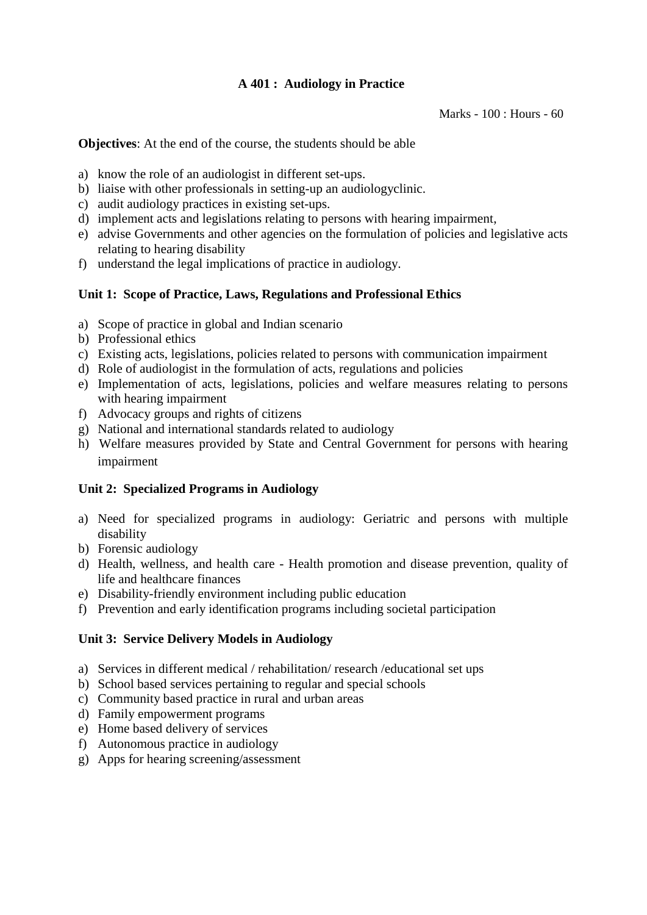## A 401 : Audiology in Practice

Marks - 100 : Hours - 60

**Objectives**: At the end of the course, the students should be able

a) know the role of an audiologist in different set-ups.
b) liaise with other professionals in setting-up an audiologyclinic.
c) audit audiology practices in existing set-ups.
d) implement acts and legislations relating to persons with hearing impairment,
e) advise Governments and other agencies on the formulation of policies and legislative acts relating to hearing disability
f) understand the legal implications of practice in audiology.

### Unit 1: Scope of Practice, Laws, Regulations and Professional Ethics

a) Scope of practice in global and Indian scenario
b) Professional ethics
c) Existing acts, legislations, policies related to persons with communication impairment
d) Role of audiologist in the formulation of acts, regulations and policies
e) Implementation of acts, legislations, policies and welfare measures relating to persons with hearing impairment
f) Advocacy groups and rights of citizens
g) National and international standards related to audiology
h) Welfare measures provided by State and Central Government for persons with hearing impairment

### Unit 2: Specialized Programs in Audiology

a) Need for specialized programs in audiology: Geriatric and persons with multiple disability
b) Forensic audiology
d) Health, wellness, and health care - Health promotion and disease prevention, quality of life and healthcare finances
e) Disability-friendly environment including public education
f) Prevention and early identification programs including societal participation

### Unit 3: Service Delivery Models in Audiology

a) Services in different medical / rehabilitation/ research /educational set ups
b) School based services pertaining to regular and special schools
c) Community based practice in rural and urban areas
d) Family empowerment programs
e) Home based delivery of services
f) Autonomous practice in audiology
g) Apps for hearing screening/assessment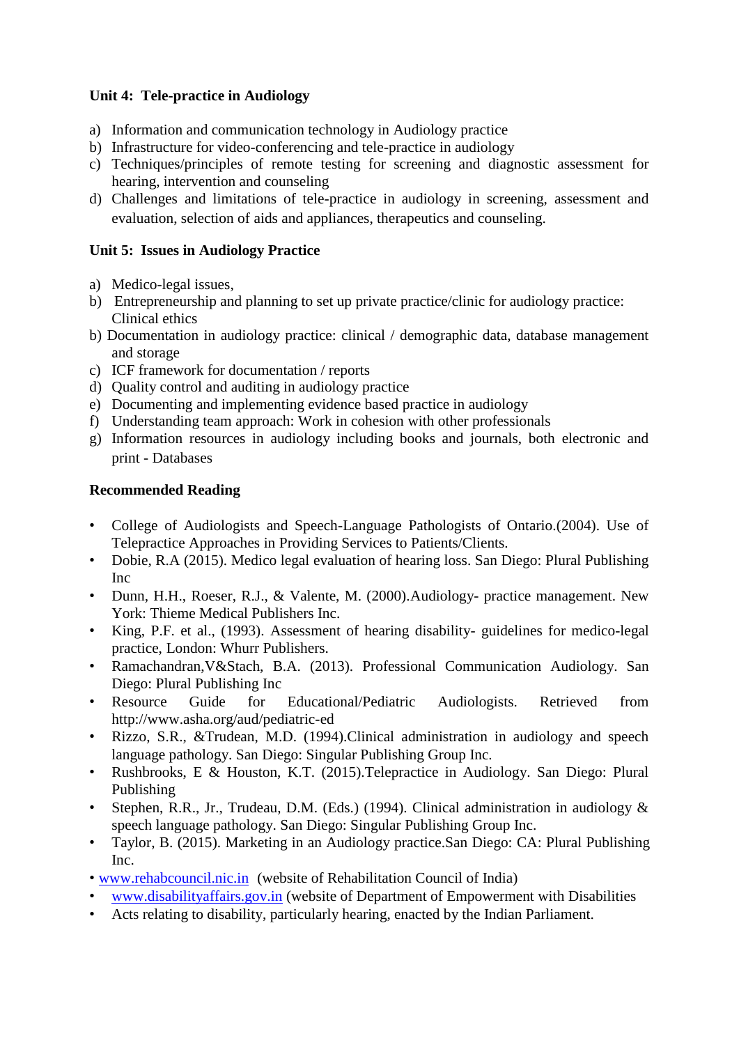**Unit 4: Tele-practice in Audiology**

a) Information and communication technology in Audiology practice
b) Infrastructure for video-conferencing and tele-practice in audiology
c) Techniques/principles of remote testing for screening and diagnostic assessment for hearing, intervention and counseling
d) Challenges and limitations of tele-practice in audiology in screening, assessment and evaluation, selection of aids and appliances, therapeutics and counseling.

**Unit 5: Issues in Audiology Practice**

a) Medico-legal issues,
b) Entrepreneurship and planning to set up private practice/clinic for audiology practice: Clinical ethics
b) Documentation in audiology practice: clinical / demographic data, database management and storage
c) ICF framework for documentation / reports
d) Quality control and auditing in audiology practice
e) Documenting and implementing evidence based practice in audiology
f) Understanding team approach: Work in cohesion with other professionals
g) Information resources in audiology including books and journals, both electronic and print - Databases

**Recommended Reading**

- College of Audiologists and Speech-Language Pathologists of Ontario.(2004). Use of Telepractice Approaches in Providing Services to Patients/Clients.
- Dobie, R.A (2015). Medico legal evaluation of hearing loss. San Diego: Plural Publishing Inc
- Dunn, H.H., Roeser, R.J., & Valente, M. (2000).Audiology- practice management. New York: Thieme Medical Publishers Inc.
- King, P.F. et al., (1993). Assessment of hearing disability- guidelines for medico-legal practice, London: Whurr Publishers.
- Ramachandran,V&Stach, B.A. (2013). Professional Communication Audiology. San Diego: Plural Publishing Inc
- Resource Guide for Educational/Pediatric Audiologists. Retrieved from http://www.asha.org/aud/pediatric-ed
- Rizzo, S.R., &Trudean, M.D. (1994).Clinical administration in audiology and speech language pathology. San Diego: Singular Publishing Group Inc.
- Rushbrooks, E & Houston, K.T. (2015).Telepractice in Audiology. San Diego: Plural Publishing
- Stephen, R.R., Jr., Trudeau, D.M. (Eds.) (1994). Clinical administration in audiology & speech language pathology. San Diego: Singular Publishing Group Inc.
- Taylor, B. (2015). Marketing in an Audiology practice.San Diego: CA: Plural Publishing Inc.
- www.rehabcouncil.nic.in (website of Rehabilitation Council of India)
- www.disabilityaffairs.gov.in (website of Department of Empowerment with Disabilities
- Acts relating to disability, particularly hearing, enacted by the Indian Parliament.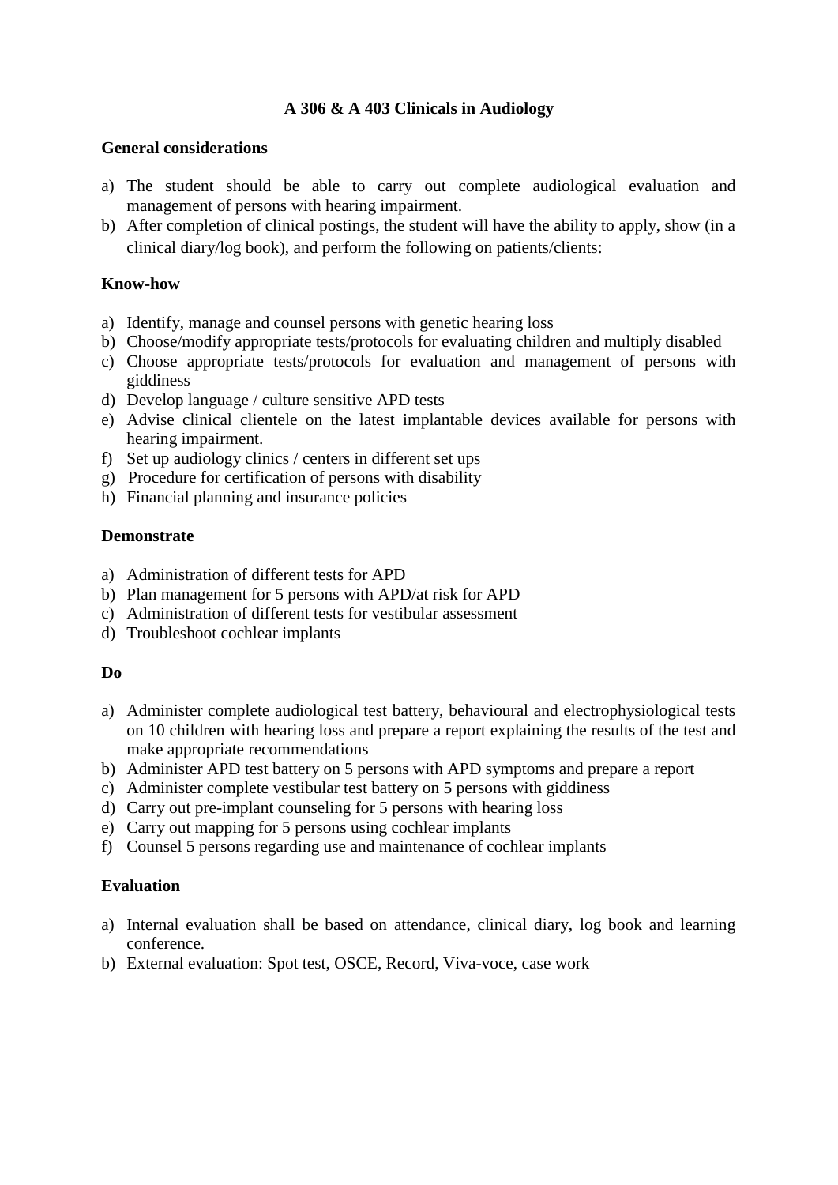# A 306 & A 403 Clinicals in Audiology

## General considerations

a) The student should be able to carry out complete audiological evaluation and management of persons with hearing impairment.
b) After completion of clinical postings, the student will have the ability to apply, show (in a clinical diary/log book), and perform the following on patients/clients:

## Know-how

a) Identify, manage and counsel persons with genetic hearing loss
b) Choose/modify appropriate tests/protocols for evaluating children and multiply disabled
c) Choose appropriate tests/protocols for evaluation and management of persons with giddiness
d) Develop language / culture sensitive APD tests
e) Advise clinical clientele on the latest implantable devices available for persons with hearing impairment.
f) Set up audiology clinics / centers in different set ups
g) Procedure for certification of persons with disability
h) Financial planning and insurance policies

## Demonstrate

a) Administration of different tests for APD
b) Plan management for 5 persons with APD/at risk for APD
c) Administration of different tests for vestibular assessment
d) Troubleshoot cochlear implants

## Do

a) Administer complete audiological test battery, behavioural and electrophysiological tests on 10 children with hearing loss and prepare a report explaining the results of the test and make appropriate recommendations
b) Administer APD test battery on 5 persons with APD symptoms and prepare a report
c) Administer complete vestibular test battery on 5 persons with giddiness
d) Carry out pre-implant counseling for 5 persons with hearing loss
e) Carry out mapping for 5 persons using cochlear implants
f) Counsel 5 persons regarding use and maintenance of cochlear implants

## Evaluation

a) Internal evaluation shall be based on attendance, clinical diary, log book and learning conference.
b) External evaluation: Spot test, OSCE, Record, Viva-voce, case work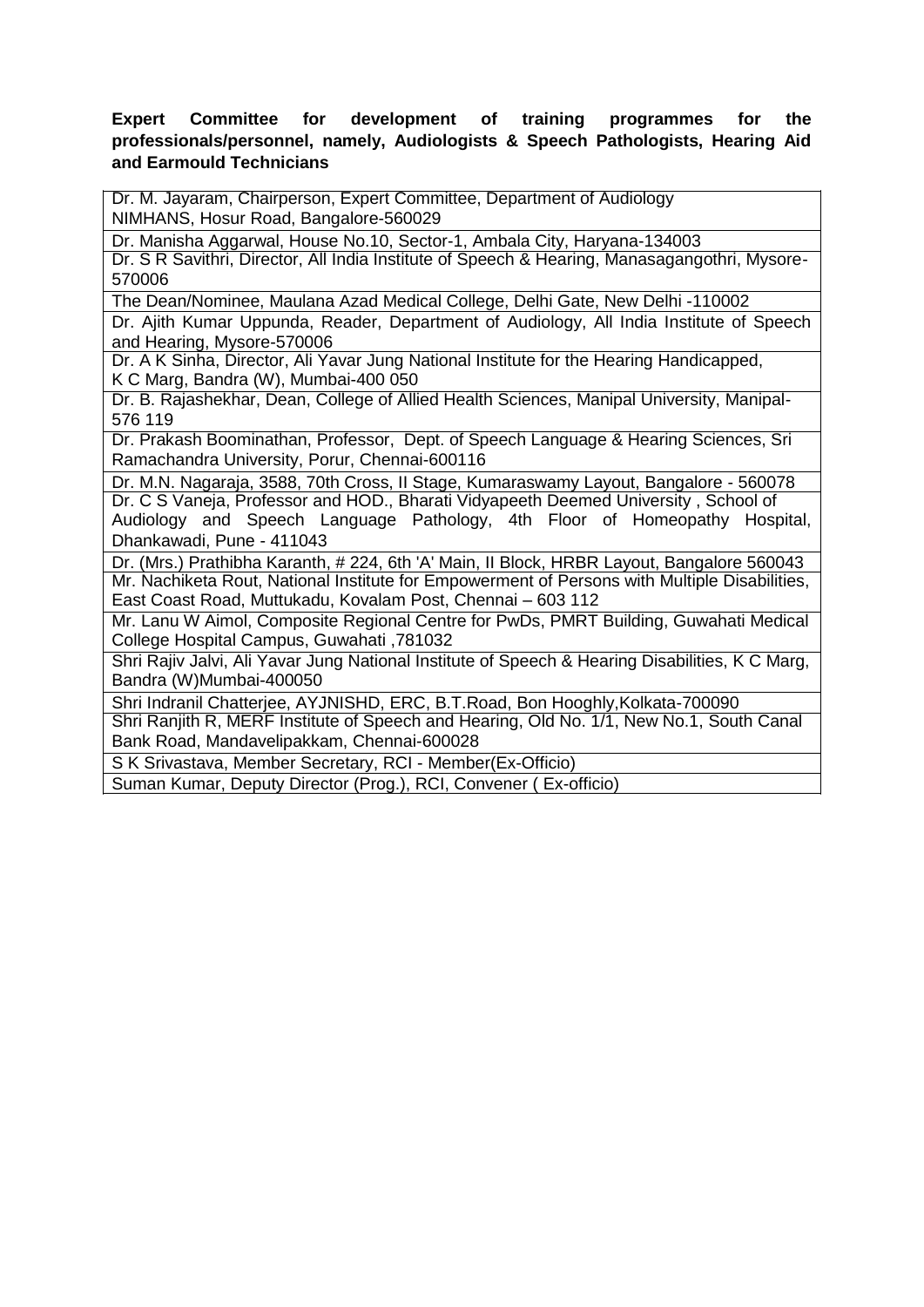**Expert Committee for development of training programmes for the professionals/personnel, namely, Audiologists & Speech Pathologists, Hearing Aid and Earmould Technicians**

| |
|---|
| Dr. M. Jayaram, Chairperson, Expert Committee, Department of Audiology NIMHANS, Hosur Road, Bangalore-560029 |
| Dr. Manisha Aggarwal, House No.10, Sector-1, Ambala City, Haryana-134003 |
| Dr. S R Savithri, Director, All India Institute of Speech & Hearing, Manasagangothri, Mysore-570006 |
| The Dean/Nominee, Maulana Azad Medical College, Delhi Gate, New Delhi -110002 |
| Dr. Ajith Kumar Uppunda, Reader, Department of Audiology, All India Institute of Speech and Hearing, Mysore-570006 |
| Dr. A K Sinha, Director, Ali Yavar Jung National Institute for the Hearing Handicapped, K C Marg, Bandra (W), Mumbai-400 050 |
| Dr. B. Rajashekhar, Dean, College of Allied Health Sciences, Manipal University, Manipal-576 119 |
| Dr. Prakash Boominathan, Professor, Dept. of Speech Language & Hearing Sciences, Sri Ramachandra University, Porur, Chennai-600116 |
| Dr. M.N. Nagaraja, 3588, 70th Cross, II Stage, Kumaraswamy Layout, Bangalore - 560078 |
| Dr. C S Vaneja, Professor and HOD., Bharati Vidyapeeth Deemed University , School of Audiology and Speech Language Pathology, 4th Floor of Homeopathy Hospital, Dhankawadi, Pune - 411043 |
| Dr. (Mrs.) Prathibha Karanth, # 224, 6th 'A' Main, II Block, HRBR Layout, Bangalore 560043 |
| Mr. Nachiketa Rout, National Institute for Empowerment of Persons with Multiple Disabilities, East Coast Road, Muttukadu, Kovalam Post, Chennai – 603 112 |
| Mr. Lanu W Aimol, Composite Regional Centre for PwDs, PMRT Building, Guwahati Medical College Hospital Campus, Guwahati ,781032 |
| Shri Rajiv Jalvi, Ali Yavar Jung National Institute of Speech & Hearing Disabilities, K C Marg, Bandra (W)Mumbai-400050 |
| Shri Indranil Chatterjee, AYJNISHD, ERC, B.T.Road, Bon Hooghly,Kolkata-700090 |
| Shri Ranjith R, MERF Institute of Speech and Hearing, Old No. 1/1, New No.1, South Canal Bank Road, Mandavelipakkam, Chennai-600028 |
| S K Srivastava, Member Secretary, RCI - Member(Ex-Officio) |
| Suman Kumar, Deputy Director (Prog.), RCI, Convener ( Ex-officio) |